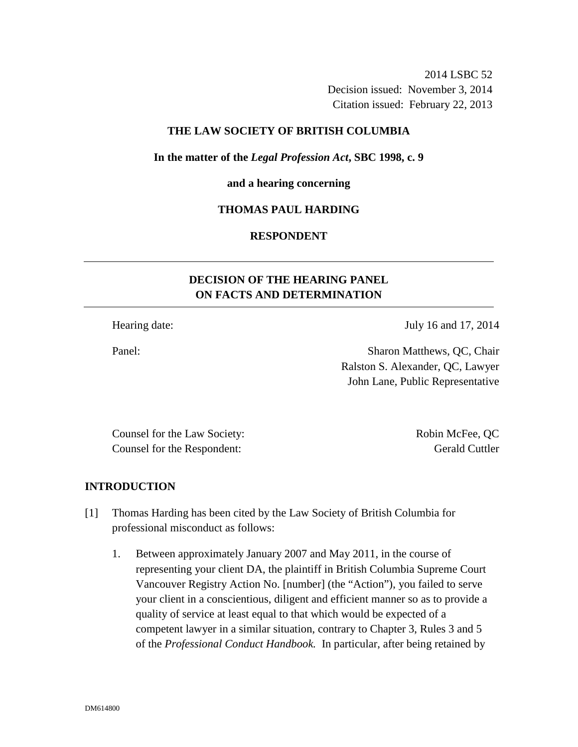2014 LSBC 52
Decision issued: November 3, 2014
Citation issued: February 22, 2013

**THE LAW SOCIETY OF BRITISH COLUMBIA**

**In the matter of the *Legal Profession Act*, SBC 1998, c. 9**

**and a hearing concerning**

**THOMAS PAUL HARDING**

**RESPONDENT**

---

## DECISION OF THE HEARING PANEL ON FACTS AND DETERMINATION

---

| | |
|---|---|
| Hearing date: | July 16 and 17, 2014 |
| Panel: | Sharon Matthews, QC, Chair<br>Ralston S. Alexander, QC, Lawyer<br>John Lane, Public Representative |

| | |
|---|---|
| Counsel for the Law Society: | Robin McFee, QC |
| Counsel for the Respondent: | Gerald Cuttler |

## INTRODUCTION

[1] Thomas Harding has been cited by the Law Society of British Columbia for professional misconduct as follows:

1. Between approximately January 2007 and May 2011, in the course of representing your client DA, the plaintiff in British Columbia Supreme Court Vancouver Registry Action No. [number] (the "Action"), you failed to serve your client in a conscientious, diligent and efficient manner so as to provide a quality of service at least equal to that which would be expected of a competent lawyer in a similar situation, contrary to Chapter 3, Rules 3 and 5 of the *Professional Conduct Handbook.* In particular, after being retained by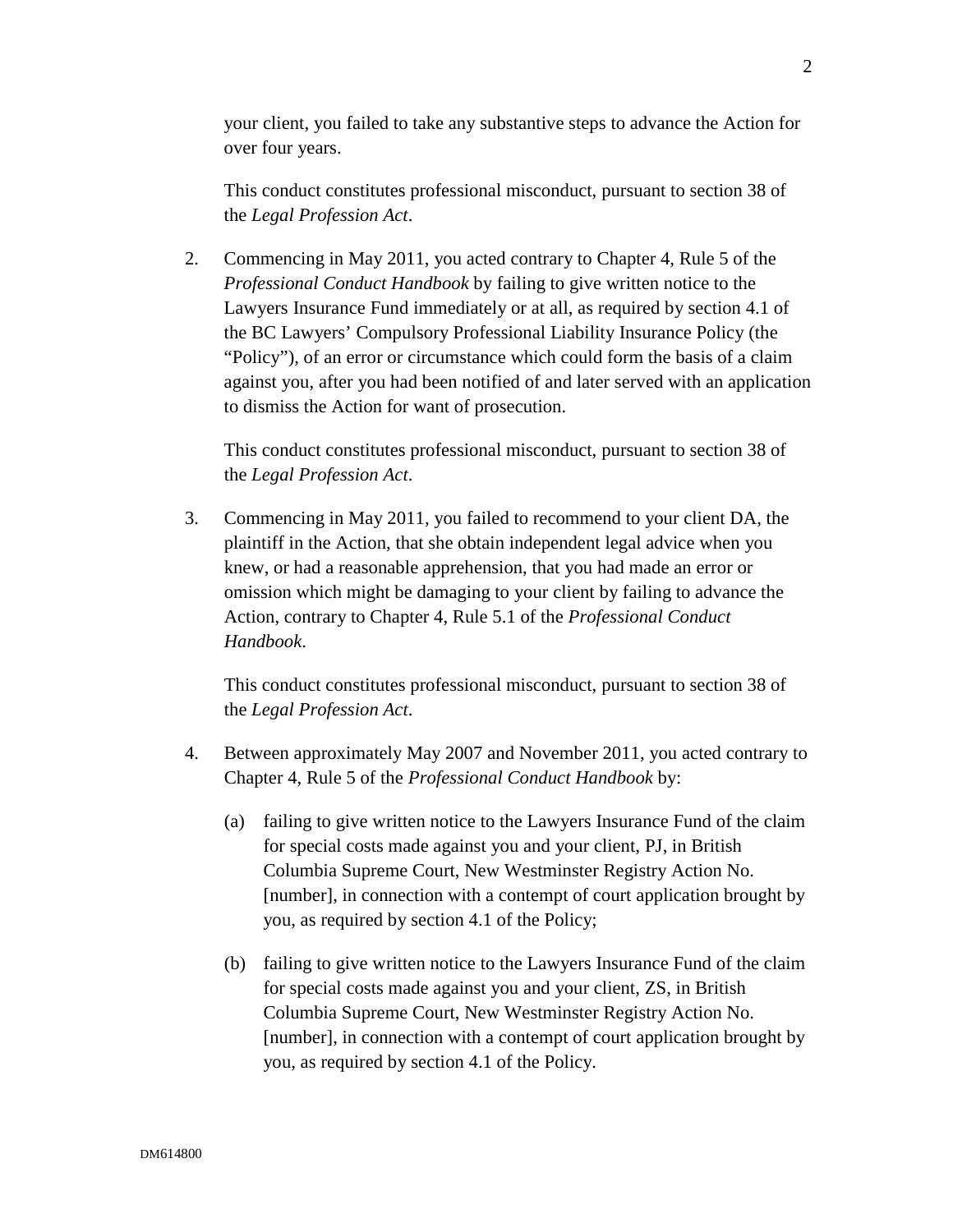your client, you failed to take any substantive steps to advance the Action for over four years.

This conduct constitutes professional misconduct, pursuant to section 38 of the *Legal Profession Act*.

2. Commencing in May 2011, you acted contrary to Chapter 4, Rule 5 of the *Professional Conduct Handbook* by failing to give written notice to the Lawyers Insurance Fund immediately or at all, as required by section 4.1 of the BC Lawyers' Compulsory Professional Liability Insurance Policy (the "Policy"), of an error or circumstance which could form the basis of a claim against you, after you had been notified of and later served with an application to dismiss the Action for want of prosecution.

   This conduct constitutes professional misconduct, pursuant to section 38 of the *Legal Profession Act*.

3. Commencing in May 2011, you failed to recommend to your client DA, the plaintiff in the Action, that she obtain independent legal advice when you knew, or had a reasonable apprehension, that you had made an error or omission which might be damaging to your client by failing to advance the Action, contrary to Chapter 4, Rule 5.1 of the *Professional Conduct Handbook*.

   This conduct constitutes professional misconduct, pursuant to section 38 of the *Legal Profession Act*.

4. Between approximately May 2007 and November 2011, you acted contrary to Chapter 4, Rule 5 of the *Professional Conduct Handbook* by:

   (a) failing to give written notice to the Lawyers Insurance Fund of the claim for special costs made against you and your client, PJ, in British Columbia Supreme Court, New Westminster Registry Action No. [number], in connection with a contempt of court application brought by you, as required by section 4.1 of the Policy;

   (b) failing to give written notice to the Lawyers Insurance Fund of the claim for special costs made against you and your client, ZS, in British Columbia Supreme Court, New Westminster Registry Action No. [number], in connection with a contempt of court application brought by you, as required by section 4.1 of the Policy.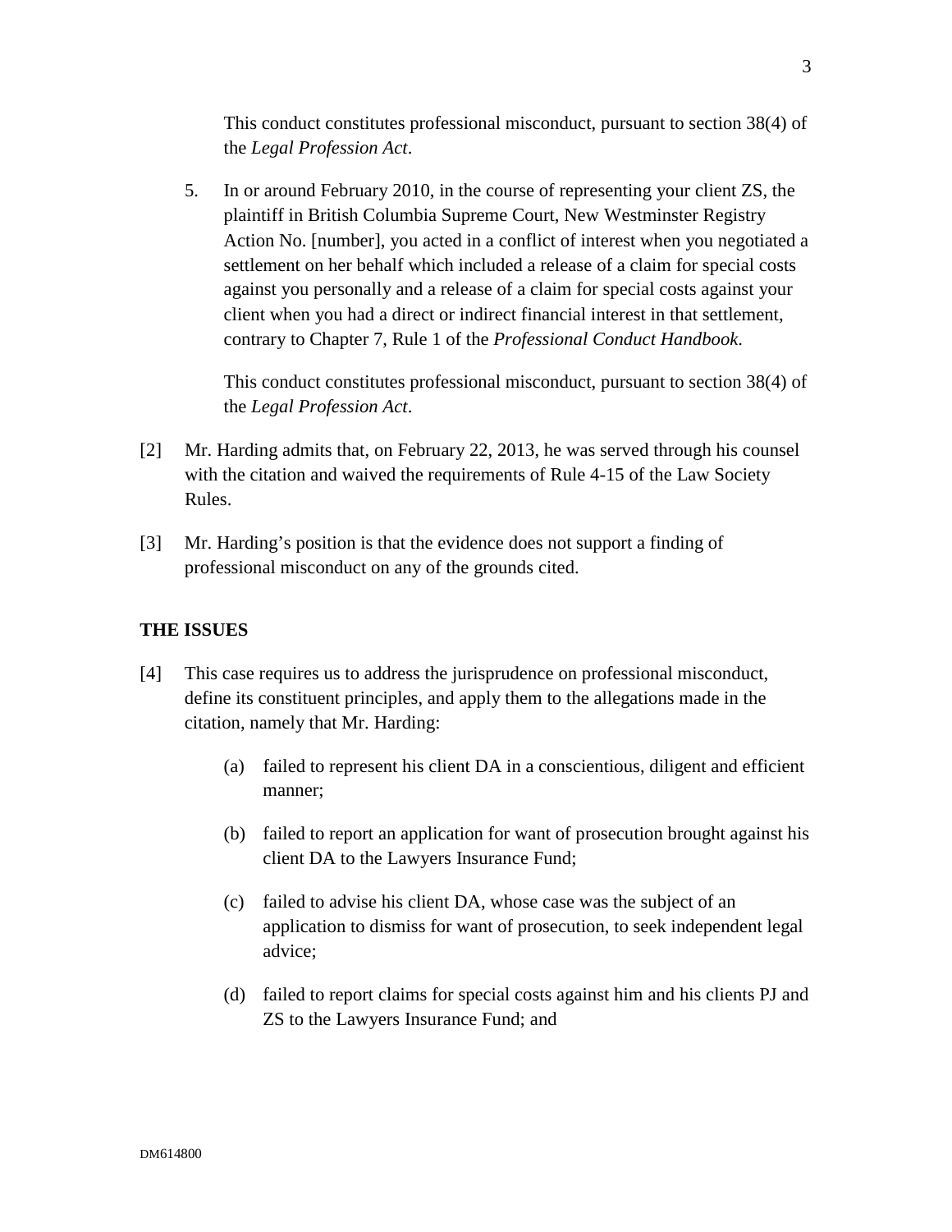This conduct constitutes professional misconduct, pursuant to section 38(4) of the *Legal Profession Act*.

5. In or around February 2010, in the course of representing your client ZS, the plaintiff in British Columbia Supreme Court, New Westminster Registry Action No. [number], you acted in a conflict of interest when you negotiated a settlement on her behalf which included a release of a claim for special costs against you personally and a release of a claim for special costs against your client when you had a direct or indirect financial interest in that settlement, contrary to Chapter 7, Rule 1 of the *Professional Conduct Handbook*.

   This conduct constitutes professional misconduct, pursuant to section 38(4) of the *Legal Profession Act*.

[2] Mr. Harding admits that, on February 22, 2013, he was served through his counsel with the citation and waived the requirements of Rule 4-15 of the Law Society Rules.

[3] Mr. Harding's position is that the evidence does not support a finding of professional misconduct on any of the grounds cited.

**THE ISSUES**

[4] This case requires us to address the jurisprudence on professional misconduct, define its constituent principles, and apply them to the allegations made in the citation, namely that Mr. Harding:

(a) failed to represent his client DA in a conscientious, diligent and efficient manner;

(b) failed to report an application for want of prosecution brought against his client DA to the Lawyers Insurance Fund;

(c) failed to advise his client DA, whose case was the subject of an application to dismiss for want of prosecution, to seek independent legal advice;

(d) failed to report claims for special costs against him and his clients PJ and ZS to the Lawyers Insurance Fund; and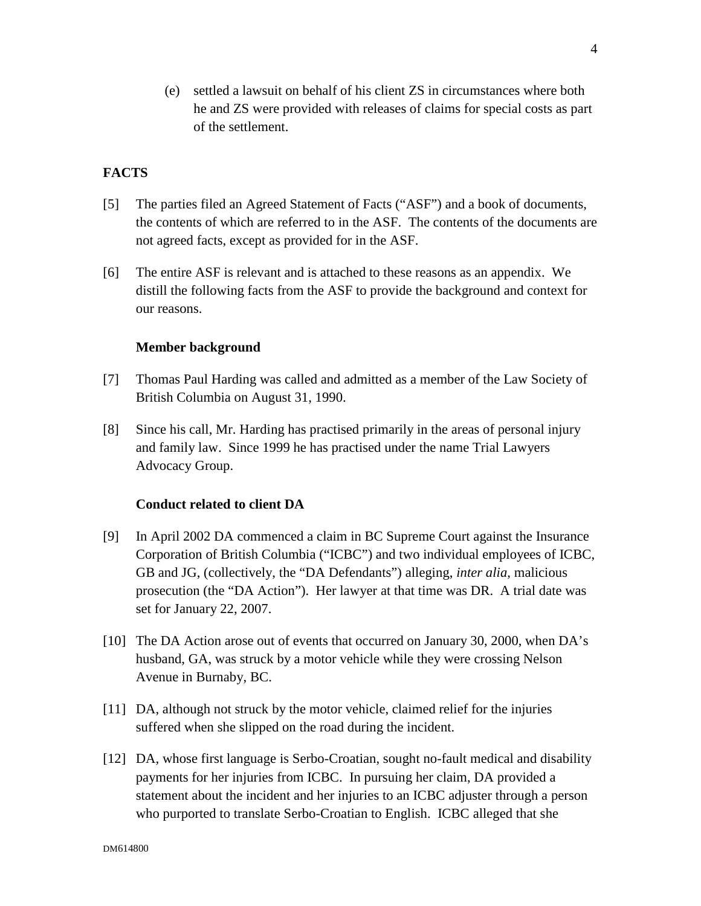(e) settled a lawsuit on behalf of his client ZS in circumstances where both he and ZS were provided with releases of claims for special costs as part of the settlement.

## FACTS

[5] The parties filed an Agreed Statement of Facts ("ASF") and a book of documents, the contents of which are referred to in the ASF. The contents of the documents are not agreed facts, except as provided for in the ASF.

[6] The entire ASF is relevant and is attached to these reasons as an appendix. We distill the following facts from the ASF to provide the background and context for our reasons.

### Member background

[7] Thomas Paul Harding was called and admitted as a member of the Law Society of British Columbia on August 31, 1990.

[8] Since his call, Mr. Harding has practised primarily in the areas of personal injury and family law. Since 1999 he has practised under the name Trial Lawyers Advocacy Group.

### Conduct related to client DA

[9] In April 2002 DA commenced a claim in BC Supreme Court against the Insurance Corporation of British Columbia ("ICBC") and two individual employees of ICBC, GB and JG, (collectively, the "DA Defendants") alleging, *inter alia*, malicious prosecution (the "DA Action"). Her lawyer at that time was DR. A trial date was set for January 22, 2007.

[10] The DA Action arose out of events that occurred on January 30, 2000, when DA's husband, GA, was struck by a motor vehicle while they were crossing Nelson Avenue in Burnaby, BC.

[11] DA, although not struck by the motor vehicle, claimed relief for the injuries suffered when she slipped on the road during the incident.

[12] DA, whose first language is Serbo-Croatian, sought no-fault medical and disability payments for her injuries from ICBC. In pursuing her claim, DA provided a statement about the incident and her injuries to an ICBC adjuster through a person who purported to translate Serbo-Croatian to English. ICBC alleged that she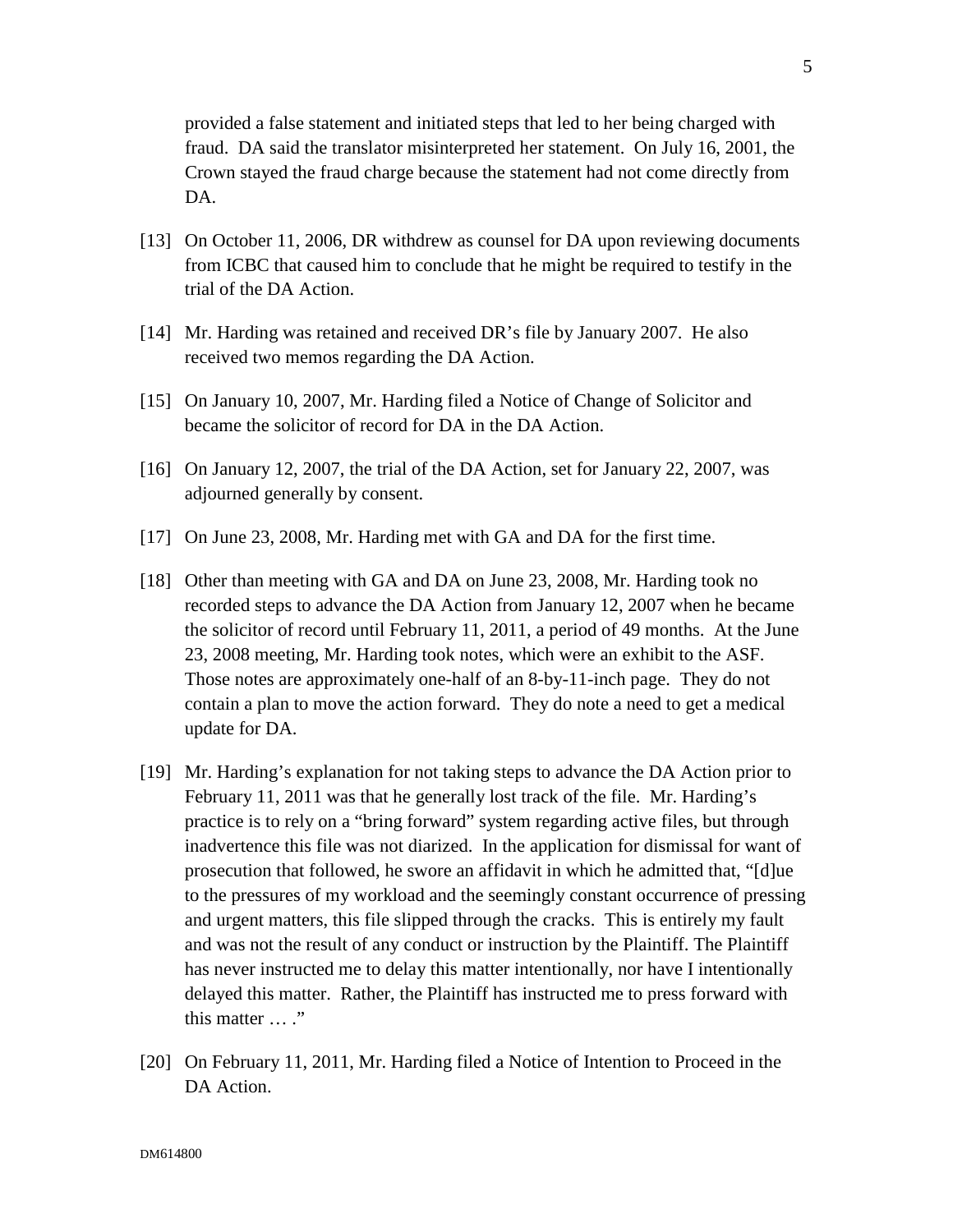provided a false statement and initiated steps that led to her being charged with fraud. DA said the translator misinterpreted her statement. On July 16, 2001, the Crown stayed the fraud charge because the statement had not come directly from DA.

[13] On October 11, 2006, DR withdrew as counsel for DA upon reviewing documents from ICBC that caused him to conclude that he might be required to testify in the trial of the DA Action.

[14] Mr. Harding was retained and received DR's file by January 2007. He also received two memos regarding the DA Action.

[15] On January 10, 2007, Mr. Harding filed a Notice of Change of Solicitor and became the solicitor of record for DA in the DA Action.

[16] On January 12, 2007, the trial of the DA Action, set for January 22, 2007, was adjourned generally by consent.

[17] On June 23, 2008, Mr. Harding met with GA and DA for the first time.

[18] Other than meeting with GA and DA on June 23, 2008, Mr. Harding took no recorded steps to advance the DA Action from January 12, 2007 when he became the solicitor of record until February 11, 2011, a period of 49 months. At the June 23, 2008 meeting, Mr. Harding took notes, which were an exhibit to the ASF. Those notes are approximately one-half of an 8-by-11-inch page. They do not contain a plan to move the action forward. They do note a need to get a medical update for DA.

[19] Mr. Harding's explanation for not taking steps to advance the DA Action prior to February 11, 2011 was that he generally lost track of the file. Mr. Harding's practice is to rely on a "bring forward" system regarding active files, but through inadvertence this file was not diarized. In the application for dismissal for want of prosecution that followed, he swore an affidavit in which he admitted that, "[d]ue to the pressures of my workload and the seemingly constant occurrence of pressing and urgent matters, this file slipped through the cracks. This is entirely my fault and was not the result of any conduct or instruction by the Plaintiff. The Plaintiff has never instructed me to delay this matter intentionally, nor have I intentionally delayed this matter. Rather, the Plaintiff has instructed me to press forward with this matter … ."

[20] On February 11, 2011, Mr. Harding filed a Notice of Intention to Proceed in the DA Action.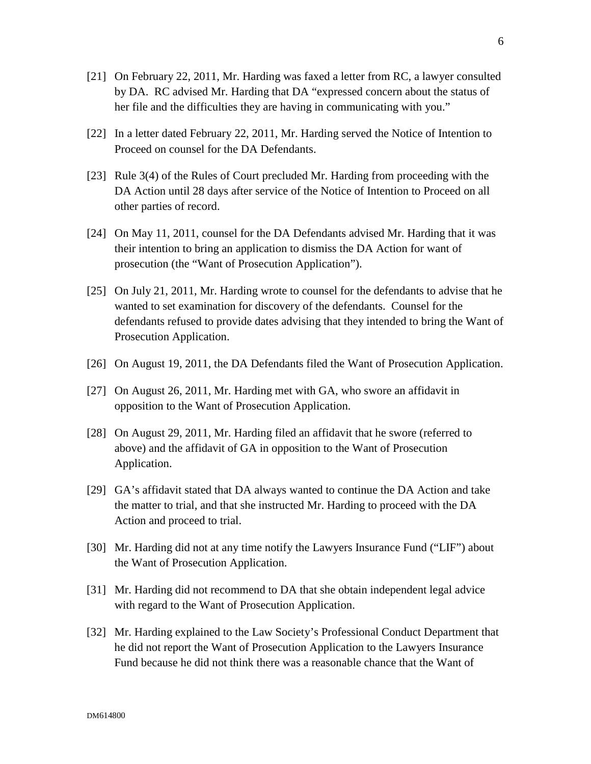[21] On February 22, 2011, Mr. Harding was faxed a letter from RC, a lawyer consulted by DA. RC advised Mr. Harding that DA "expressed concern about the status of her file and the difficulties they are having in communicating with you."

[22] In a letter dated February 22, 2011, Mr. Harding served the Notice of Intention to Proceed on counsel for the DA Defendants.

[23] Rule 3(4) of the Rules of Court precluded Mr. Harding from proceeding with the DA Action until 28 days after service of the Notice of Intention to Proceed on all other parties of record.

[24] On May 11, 2011, counsel for the DA Defendants advised Mr. Harding that it was their intention to bring an application to dismiss the DA Action for want of prosecution (the "Want of Prosecution Application").

[25] On July 21, 2011, Mr. Harding wrote to counsel for the defendants to advise that he wanted to set examination for discovery of the defendants. Counsel for the defendants refused to provide dates advising that they intended to bring the Want of Prosecution Application.

[26] On August 19, 2011, the DA Defendants filed the Want of Prosecution Application.

[27] On August 26, 2011, Mr. Harding met with GA, who swore an affidavit in opposition to the Want of Prosecution Application.

[28] On August 29, 2011, Mr. Harding filed an affidavit that he swore (referred to above) and the affidavit of GA in opposition to the Want of Prosecution Application.

[29] GA's affidavit stated that DA always wanted to continue the DA Action and take the matter to trial, and that she instructed Mr. Harding to proceed with the DA Action and proceed to trial.

[30] Mr. Harding did not at any time notify the Lawyers Insurance Fund ("LIF") about the Want of Prosecution Application.

[31] Mr. Harding did not recommend to DA that she obtain independent legal advice with regard to the Want of Prosecution Application.

[32] Mr. Harding explained to the Law Society's Professional Conduct Department that he did not report the Want of Prosecution Application to the Lawyers Insurance Fund because he did not think there was a reasonable chance that the Want of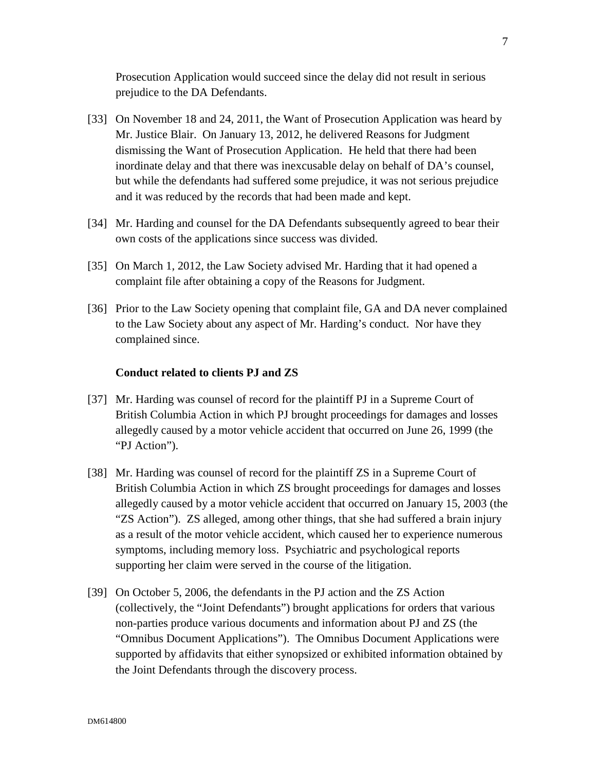Prosecution Application would succeed since the delay did not result in serious prejudice to the DA Defendants.

[33] On November 18 and 24, 2011, the Want of Prosecution Application was heard by Mr. Justice Blair. On January 13, 2012, he delivered Reasons for Judgment dismissing the Want of Prosecution Application. He held that there had been inordinate delay and that there was inexcusable delay on behalf of DA's counsel, but while the defendants had suffered some prejudice, it was not serious prejudice and it was reduced by the records that had been made and kept.

[34] Mr. Harding and counsel for the DA Defendants subsequently agreed to bear their own costs of the applications since success was divided.

[35] On March 1, 2012, the Law Society advised Mr. Harding that it had opened a complaint file after obtaining a copy of the Reasons for Judgment.

[36] Prior to the Law Society opening that complaint file, GA and DA never complained to the Law Society about any aspect of Mr. Harding's conduct. Nor have they complained since.

**Conduct related to clients PJ and ZS**

[37] Mr. Harding was counsel of record for the plaintiff PJ in a Supreme Court of British Columbia Action in which PJ brought proceedings for damages and losses allegedly caused by a motor vehicle accident that occurred on June 26, 1999 (the "PJ Action").

[38] Mr. Harding was counsel of record for the plaintiff ZS in a Supreme Court of British Columbia Action in which ZS brought proceedings for damages and losses allegedly caused by a motor vehicle accident that occurred on January 15, 2003 (the "ZS Action"). ZS alleged, among other things, that she had suffered a brain injury as a result of the motor vehicle accident, which caused her to experience numerous symptoms, including memory loss. Psychiatric and psychological reports supporting her claim were served in the course of the litigation.

[39] On October 5, 2006, the defendants in the PJ action and the ZS Action (collectively, the "Joint Defendants") brought applications for orders that various non-parties produce various documents and information about PJ and ZS (the "Omnibus Document Applications"). The Omnibus Document Applications were supported by affidavits that either synopsized or exhibited information obtained by the Joint Defendants through the discovery process.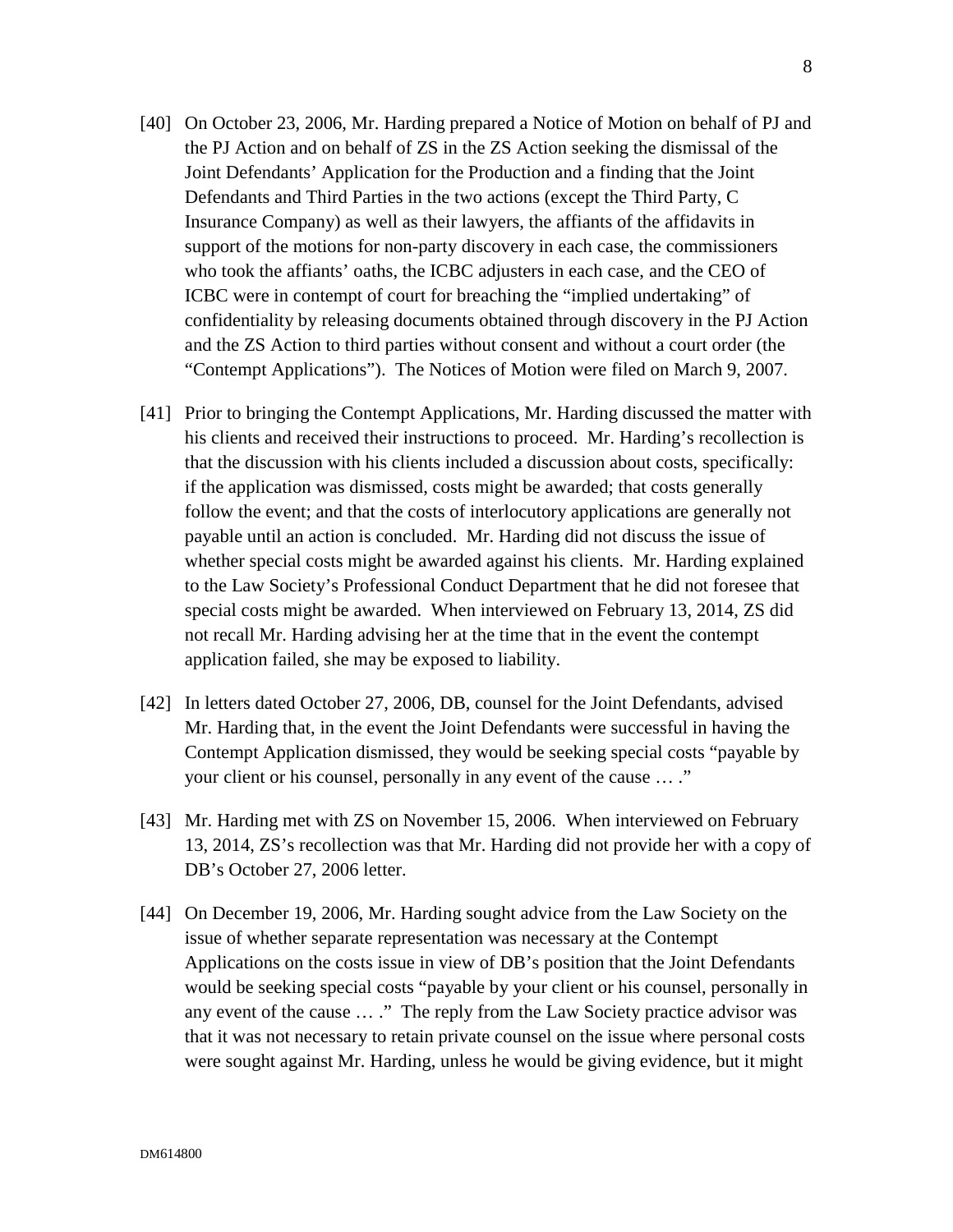[40] On October 23, 2006, Mr. Harding prepared a Notice of Motion on behalf of PJ and the PJ Action and on behalf of ZS in the ZS Action seeking the dismissal of the Joint Defendants' Application for the Production and a finding that the Joint Defendants and Third Parties in the two actions (except the Third Party, C Insurance Company) as well as their lawyers, the affiants of the affidavits in support of the motions for non-party discovery in each case, the commissioners who took the affiants' oaths, the ICBC adjusters in each case, and the CEO of ICBC were in contempt of court for breaching the "implied undertaking" of confidentiality by releasing documents obtained through discovery in the PJ Action and the ZS Action to third parties without consent and without a court order (the "Contempt Applications"). The Notices of Motion were filed on March 9, 2007.

[41] Prior to bringing the Contempt Applications, Mr. Harding discussed the matter with his clients and received their instructions to proceed. Mr. Harding's recollection is that the discussion with his clients included a discussion about costs, specifically: if the application was dismissed, costs might be awarded; that costs generally follow the event; and that the costs of interlocutory applications are generally not payable until an action is concluded. Mr. Harding did not discuss the issue of whether special costs might be awarded against his clients. Mr. Harding explained to the Law Society's Professional Conduct Department that he did not foresee that special costs might be awarded. When interviewed on February 13, 2014, ZS did not recall Mr. Harding advising her at the time that in the event the contempt application failed, she may be exposed to liability.

[42] In letters dated October 27, 2006, DB, counsel for the Joint Defendants, advised Mr. Harding that, in the event the Joint Defendants were successful in having the Contempt Application dismissed, they would be seeking special costs "payable by your client or his counsel, personally in any event of the cause … ."

[43] Mr. Harding met with ZS on November 15, 2006. When interviewed on February 13, 2014, ZS's recollection was that Mr. Harding did not provide her with a copy of DB's October 27, 2006 letter.

[44] On December 19, 2006, Mr. Harding sought advice from the Law Society on the issue of whether separate representation was necessary at the Contempt Applications on the costs issue in view of DB's position that the Joint Defendants would be seeking special costs "payable by your client or his counsel, personally in any event of the cause … ." The reply from the Law Society practice advisor was that it was not necessary to retain private counsel on the issue where personal costs were sought against Mr. Harding, unless he would be giving evidence, but it might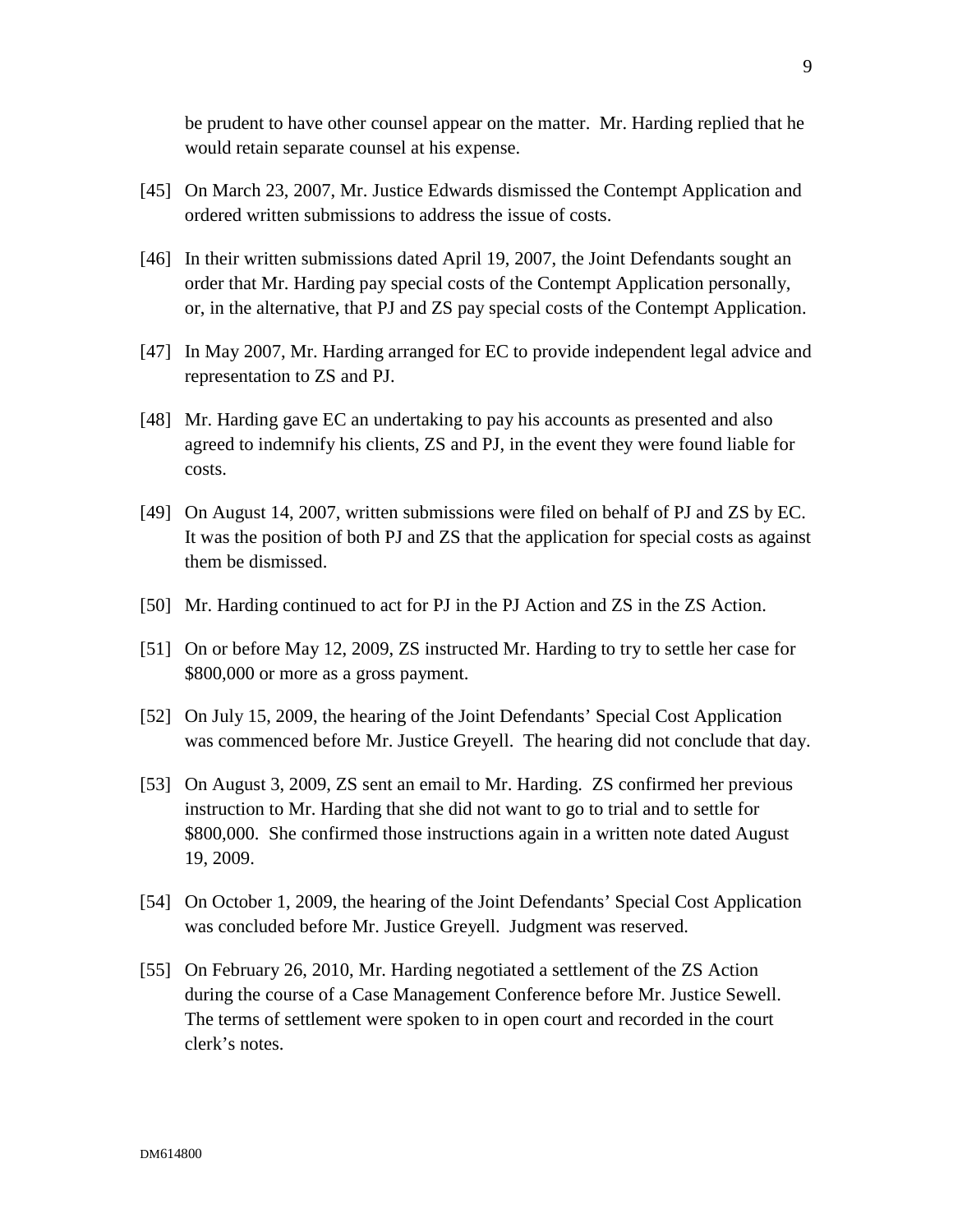be prudent to have other counsel appear on the matter. Mr. Harding replied that he would retain separate counsel at his expense.

[45] On March 23, 2007, Mr. Justice Edwards dismissed the Contempt Application and ordered written submissions to address the issue of costs.

[46] In their written submissions dated April 19, 2007, the Joint Defendants sought an order that Mr. Harding pay special costs of the Contempt Application personally, or, in the alternative, that PJ and ZS pay special costs of the Contempt Application.

[47] In May 2007, Mr. Harding arranged for EC to provide independent legal advice and representation to ZS and PJ.

[48] Mr. Harding gave EC an undertaking to pay his accounts as presented and also agreed to indemnify his clients, ZS and PJ, in the event they were found liable for costs.

[49] On August 14, 2007, written submissions were filed on behalf of PJ and ZS by EC. It was the position of both PJ and ZS that the application for special costs as against them be dismissed.

[50] Mr. Harding continued to act for PJ in the PJ Action and ZS in the ZS Action.

[51] On or before May 12, 2009, ZS instructed Mr. Harding to try to settle her case for $800,000 or more as a gross payment.

[52] On July 15, 2009, the hearing of the Joint Defendants' Special Cost Application was commenced before Mr. Justice Greyell. The hearing did not conclude that day.

[53] On August 3, 2009, ZS sent an email to Mr. Harding. ZS confirmed her previous instruction to Mr. Harding that she did not want to go to trial and to settle for $800,000. She confirmed those instructions again in a written note dated August 19, 2009.

[54] On October 1, 2009, the hearing of the Joint Defendants' Special Cost Application was concluded before Mr. Justice Greyell. Judgment was reserved.

[55] On February 26, 2010, Mr. Harding negotiated a settlement of the ZS Action during the course of a Case Management Conference before Mr. Justice Sewell. The terms of settlement were spoken to in open court and recorded in the court clerk's notes.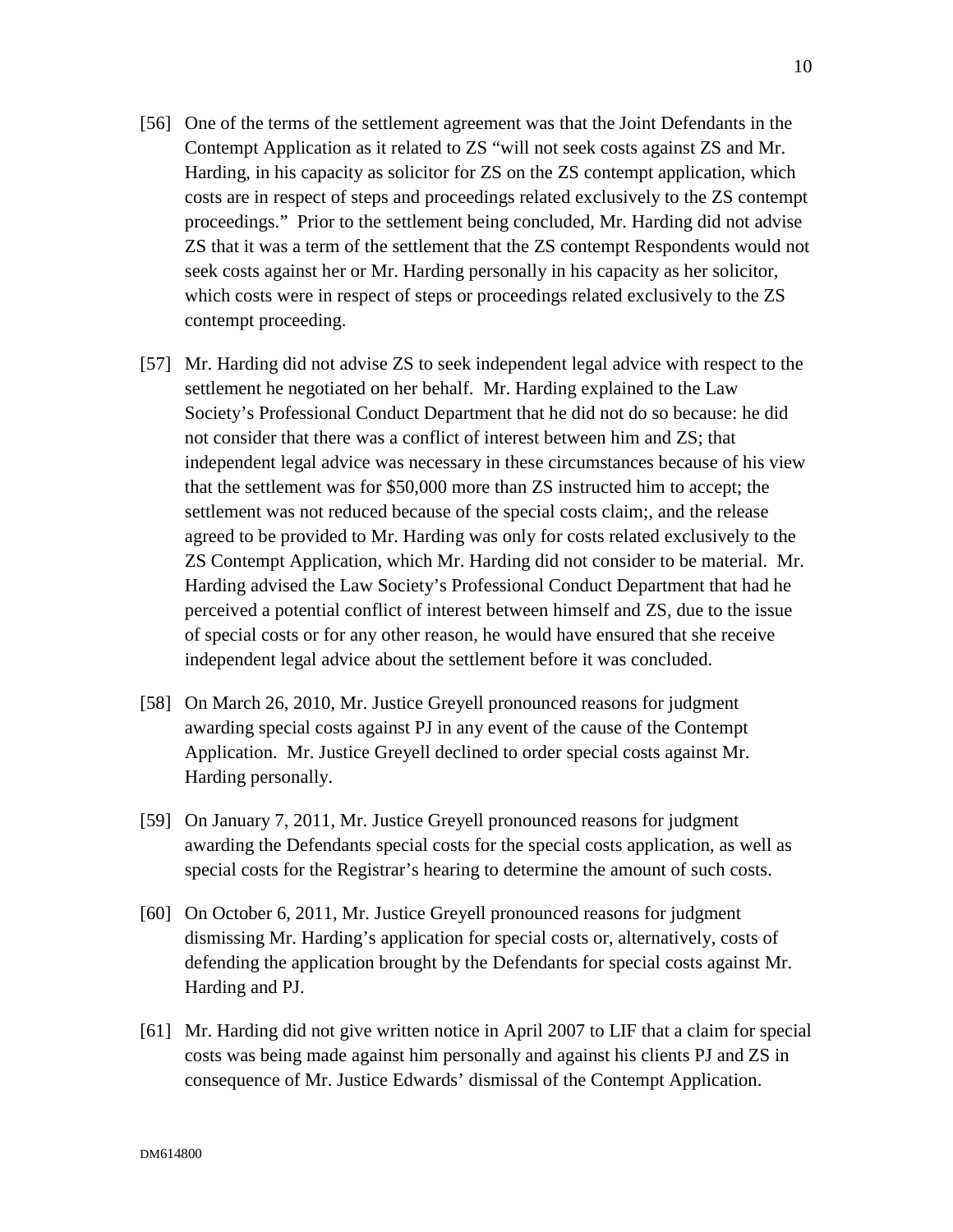[56] One of the terms of the settlement agreement was that the Joint Defendants in the Contempt Application as it related to ZS "will not seek costs against ZS and Mr. Harding, in his capacity as solicitor for ZS on the ZS contempt application, which costs are in respect of steps and proceedings related exclusively to the ZS contempt proceedings." Prior to the settlement being concluded, Mr. Harding did not advise ZS that it was a term of the settlement that the ZS contempt Respondents would not seek costs against her or Mr. Harding personally in his capacity as her solicitor, which costs were in respect of steps or proceedings related exclusively to the ZS contempt proceeding.

[57] Mr. Harding did not advise ZS to seek independent legal advice with respect to the settlement he negotiated on her behalf. Mr. Harding explained to the Law Society's Professional Conduct Department that he did not do so because: he did not consider that there was a conflict of interest between him and ZS; that independent legal advice was necessary in these circumstances because of his view that the settlement was for $50,000 more than ZS instructed him to accept; the settlement was not reduced because of the special costs claim;, and the release agreed to be provided to Mr. Harding was only for costs related exclusively to the ZS Contempt Application, which Mr. Harding did not consider to be material. Mr. Harding advised the Law Society's Professional Conduct Department that had he perceived a potential conflict of interest between himself and ZS, due to the issue of special costs or for any other reason, he would have ensured that she receive independent legal advice about the settlement before it was concluded.

[58] On March 26, 2010, Mr. Justice Greyell pronounced reasons for judgment awarding special costs against PJ in any event of the cause of the Contempt Application. Mr. Justice Greyell declined to order special costs against Mr. Harding personally.

[59] On January 7, 2011, Mr. Justice Greyell pronounced reasons for judgment awarding the Defendants special costs for the special costs application, as well as special costs for the Registrar's hearing to determine the amount of such costs.

[60] On October 6, 2011, Mr. Justice Greyell pronounced reasons for judgment dismissing Mr. Harding's application for special costs or, alternatively, costs of defending the application brought by the Defendants for special costs against Mr. Harding and PJ.

[61] Mr. Harding did not give written notice in April 2007 to LIF that a claim for special costs was being made against him personally and against his clients PJ and ZS in consequence of Mr. Justice Edwards' dismissal of the Contempt Application.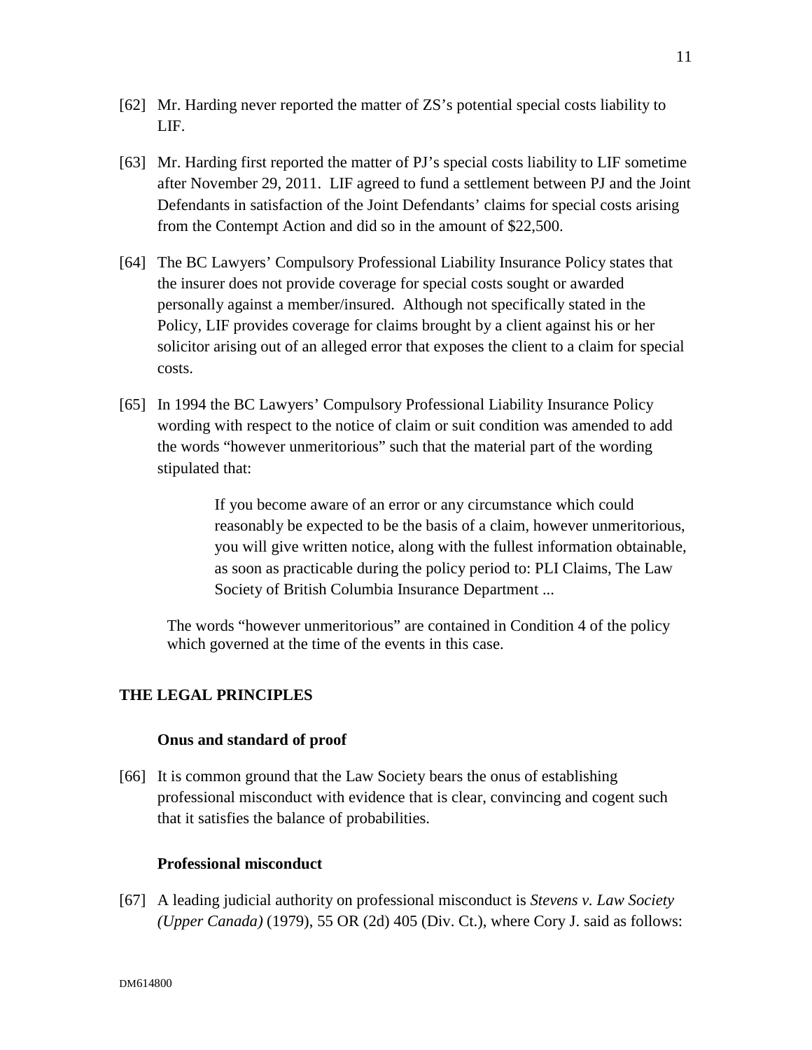[62] Mr. Harding never reported the matter of ZS's potential special costs liability to LIF.

[63] Mr. Harding first reported the matter of PJ's special costs liability to LIF sometime after November 29, 2011. LIF agreed to fund a settlement between PJ and the Joint Defendants in satisfaction of the Joint Defendants' claims for special costs arising from the Contempt Action and did so in the amount of $22,500.

[64] The BC Lawyers' Compulsory Professional Liability Insurance Policy states that the insurer does not provide coverage for special costs sought or awarded personally against a member/insured. Although not specifically stated in the Policy, LIF provides coverage for claims brought by a client against his or her solicitor arising out of an alleged error that exposes the client to a claim for special costs.

[65] In 1994 the BC Lawyers' Compulsory Professional Liability Insurance Policy wording with respect to the notice of claim or suit condition was amended to add the words "however unmeritorious" such that the material part of the wording stipulated that:

> If you become aware of an error or any circumstance which could reasonably be expected to be the basis of a claim, however unmeritorious, you will give written notice, along with the fullest information obtainable, as soon as practicable during the policy period to: PLI Claims, The Law Society of British Columbia Insurance Department ...

The words "however unmeritorious" are contained in Condition 4 of the policy which governed at the time of the events in this case.

## THE LEGAL PRINCIPLES

### Onus and standard of proof

[66] It is common ground that the Law Society bears the onus of establishing professional misconduct with evidence that is clear, convincing and cogent such that it satisfies the balance of probabilities.

### Professional misconduct

[67] A leading judicial authority on professional misconduct is *Stevens v. Law Society (Upper Canada)* (1979), 55 OR (2d) 405 (Div. Ct.), where Cory J. said as follows: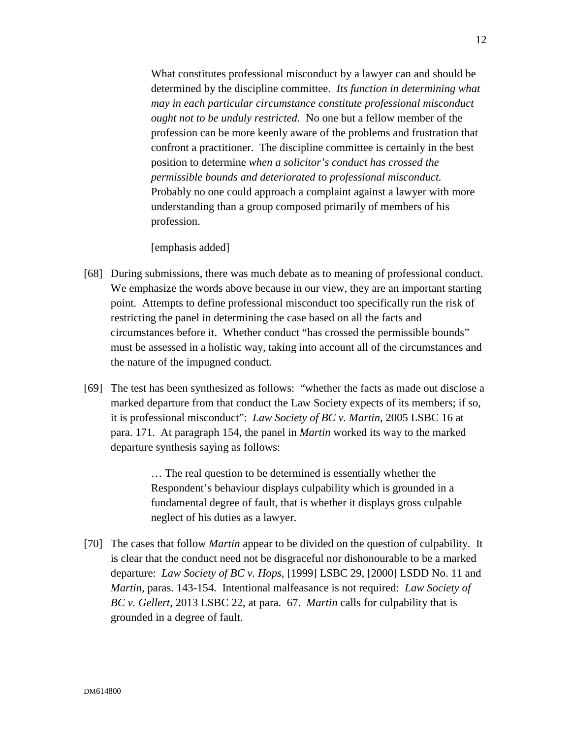> What constitutes professional misconduct by a lawyer can and should be determined by the discipline committee. *Its function in determining what may in each particular circumstance constitute professional misconduct ought not to be unduly restricted.* No one but a fellow member of the profession can be more keenly aware of the problems and frustration that confront a practitioner. The discipline committee is certainly in the best position to determine *when a solicitor's conduct has crossed the permissible bounds and deteriorated to professional misconduct.* Probably no one could approach a complaint against a lawyer with more understanding than a group composed primarily of members of his profession.
>
> [emphasis added]

[68] During submissions, there was much debate as to meaning of professional conduct. We emphasize the words above because in our view, they are an important starting point. Attempts to define professional misconduct too specifically run the risk of restricting the panel in determining the case based on all the facts and circumstances before it. Whether conduct "has crossed the permissible bounds" must be assessed in a holistic way, taking into account all of the circumstances and the nature of the impugned conduct.

[69] The test has been synthesized as follows: "whether the facts as made out disclose a marked departure from that conduct the Law Society expects of its members; if so, it is professional misconduct": *Law Society of BC v. Martin*, 2005 LSBC 16 at para. 171. At paragraph 154, the panel in *Martin* worked its way to the marked departure synthesis saying as follows:

> … The real question to be determined is essentially whether the Respondent's behaviour displays culpability which is grounded in a fundamental degree of fault, that is whether it displays gross culpable neglect of his duties as a lawyer.

[70] The cases that follow *Martin* appear to be divided on the question of culpability. It is clear that the conduct need not be disgraceful nor dishonourable to be a marked departure: *Law Society of BC v. Hops*, [1999] LSBC 29, [2000] LSDD No. 11 and *Martin*, paras. 143-154. Intentional malfeasance is not required: *Law Society of BC v. Gellert*, 2013 LSBC 22, at para. 67. *Martin* calls for culpability that is grounded in a degree of fault.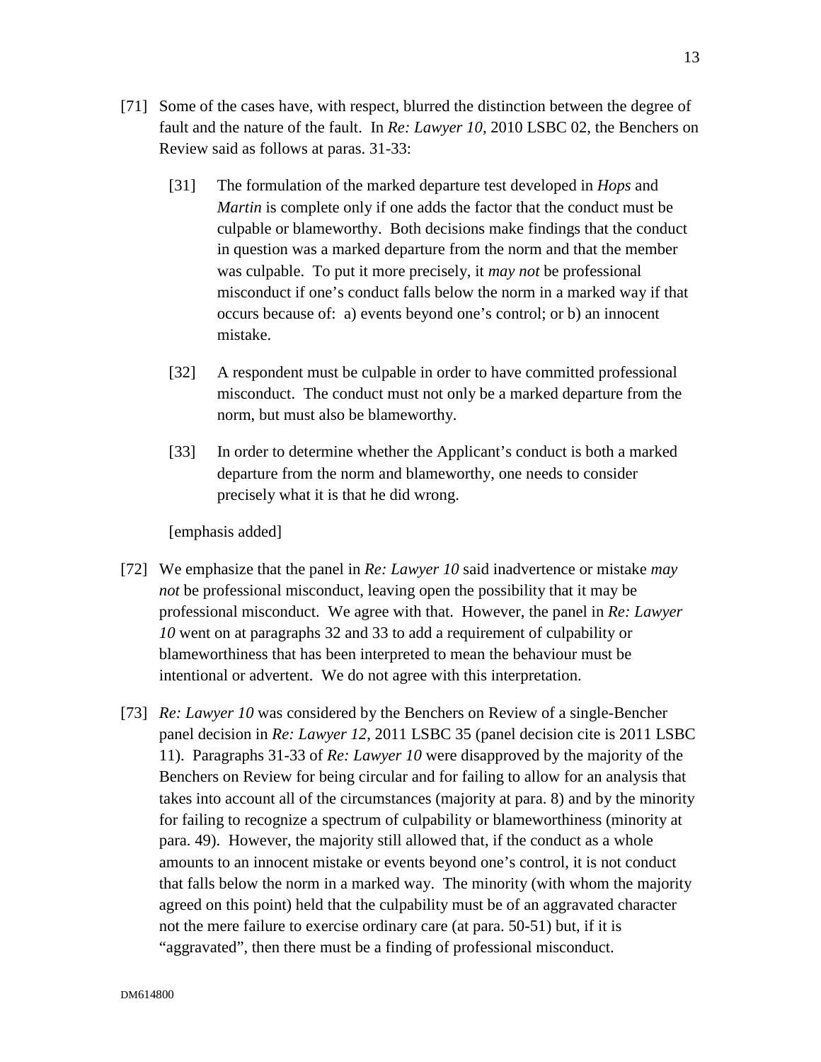[71] Some of the cases have, with respect, blurred the distinction between the degree of fault and the nature of the fault. In *Re: Lawyer 10*, 2010 LSBC 02, the Benchers on Review said as follows at paras. 31-33:

> [31] The formulation of the marked departure test developed in *Hops* and *Martin* is complete only if one adds the factor that the conduct must be culpable or blameworthy. Both decisions make findings that the conduct in question was a marked departure from the norm and that the member was culpable. To put it more precisely, it *may not* be professional misconduct if one's conduct falls below the norm in a marked way if that occurs because of: a) events beyond one's control; or b) an innocent mistake.
>
> [32] A respondent must be culpable in order to have committed professional misconduct. The conduct must not only be a marked departure from the norm, but must also be blameworthy.
>
> [33] In order to determine whether the Applicant's conduct is both a marked departure from the norm and blameworthy, one needs to consider precisely what it is that he did wrong.

[emphasis added]

[72] We emphasize that the panel in *Re: Lawyer 10* said inadvertence or mistake *may not* be professional misconduct, leaving open the possibility that it may be professional misconduct. We agree with that. However, the panel in *Re: Lawyer 10* went on at paragraphs 32 and 33 to add a requirement of culpability or blameworthiness that has been interpreted to mean the behaviour must be intentional or advertent. We do not agree with this interpretation.

[73] *Re: Lawyer 10* was considered by the Benchers on Review of a single-Bencher panel decision in *Re: Lawyer 12*, 2011 LSBC 35 (panel decision cite is 2011 LSBC 11). Paragraphs 31-33 of *Re: Lawyer 10* were disapproved by the majority of the Benchers on Review for being circular and for failing to allow for an analysis that takes into account all of the circumstances (majority at para. 8) and by the minority for failing to recognize a spectrum of culpability or blameworthiness (minority at para. 49). However, the majority still allowed that, if the conduct as a whole amounts to an innocent mistake or events beyond one's control, it is not conduct that falls below the norm in a marked way. The minority (with whom the majority agreed on this point) held that the culpability must be of an aggravated character not the mere failure to exercise ordinary care (at para. 50-51) but, if it is "aggravated", then there must be a finding of professional misconduct.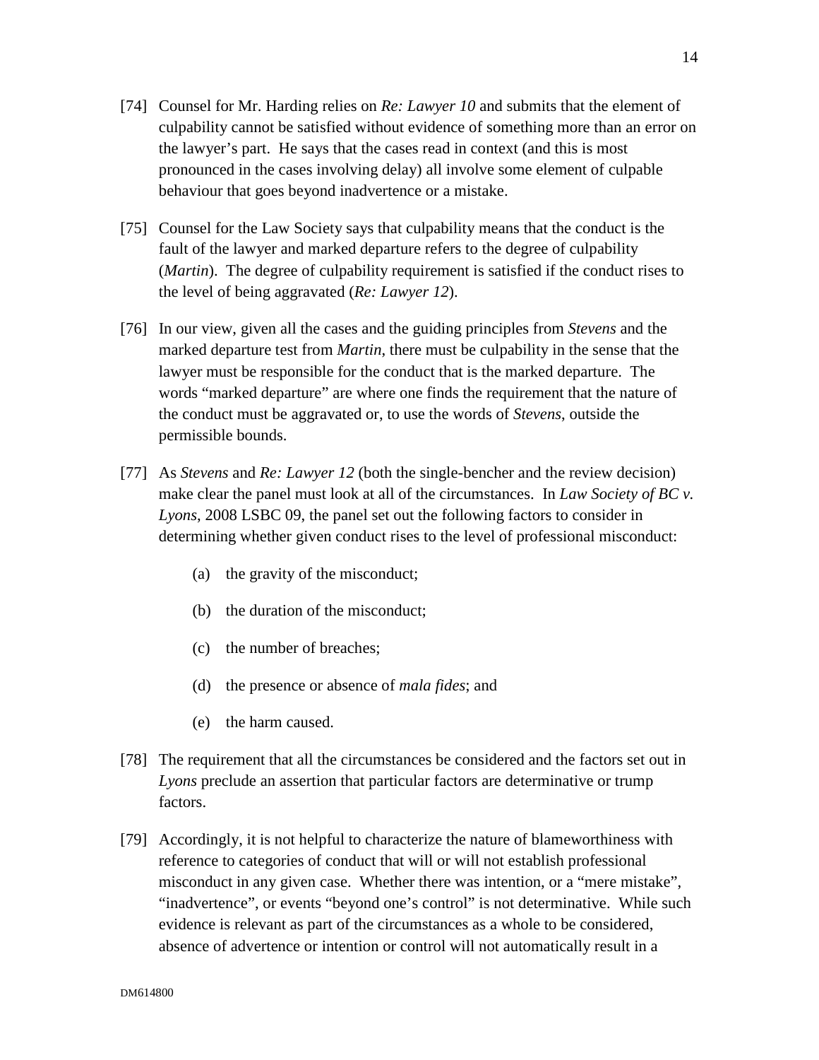[74] Counsel for Mr. Harding relies on *Re: Lawyer 10* and submits that the element of culpability cannot be satisfied without evidence of something more than an error on the lawyer's part. He says that the cases read in context (and this is most pronounced in the cases involving delay) all involve some element of culpable behaviour that goes beyond inadvertence or a mistake.

[75] Counsel for the Law Society says that culpability means that the conduct is the fault of the lawyer and marked departure refers to the degree of culpability (*Martin*). The degree of culpability requirement is satisfied if the conduct rises to the level of being aggravated (*Re: Lawyer 12*).

[76] In our view, given all the cases and the guiding principles from *Stevens* and the marked departure test from *Martin*, there must be culpability in the sense that the lawyer must be responsible for the conduct that is the marked departure. The words "marked departure" are where one finds the requirement that the nature of the conduct must be aggravated or, to use the words of *Stevens*, outside the permissible bounds.

[77] As *Stevens* and *Re: Lawyer 12* (both the single-bencher and the review decision) make clear the panel must look at all of the circumstances. In *Law Society of BC v. Lyons*, 2008 LSBC 09, the panel set out the following factors to consider in determining whether given conduct rises to the level of professional misconduct:

(a) the gravity of the misconduct;

(b) the duration of the misconduct;

(c) the number of breaches;

(d) the presence or absence of *mala fides*; and

(e) the harm caused.

[78] The requirement that all the circumstances be considered and the factors set out in *Lyons* preclude an assertion that particular factors are determinative or trump factors.

[79] Accordingly, it is not helpful to characterize the nature of blameworthiness with reference to categories of conduct that will or will not establish professional misconduct in any given case. Whether there was intention, or a "mere mistake", "inadvertence", or events "beyond one's control" is not determinative. While such evidence is relevant as part of the circumstances as a whole to be considered, absence of advertence or intention or control will not automatically result in a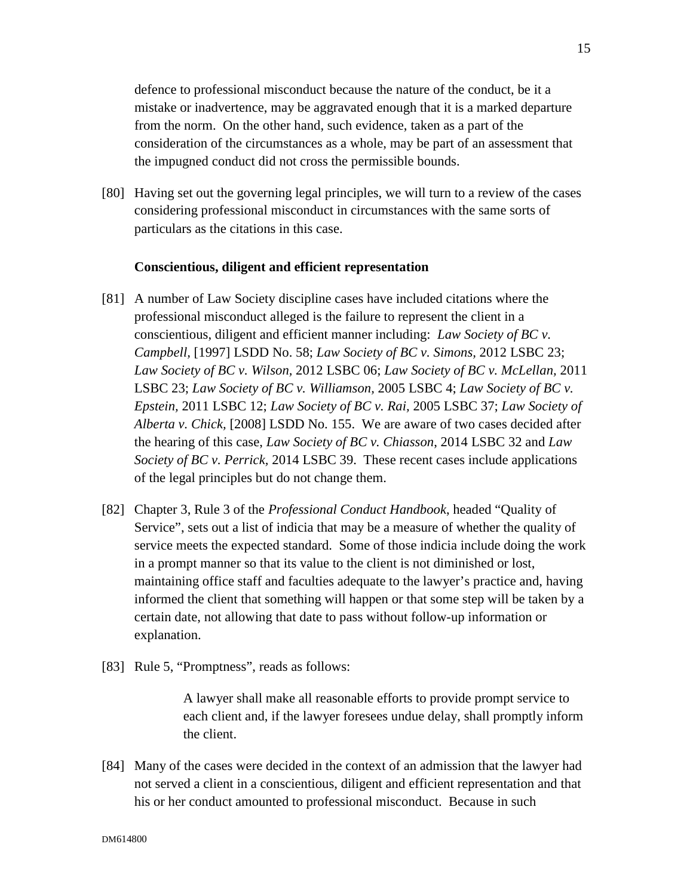defence to professional misconduct because the nature of the conduct, be it a mistake or inadvertence, may be aggravated enough that it is a marked departure from the norm. On the other hand, such evidence, taken as a part of the consideration of the circumstances as a whole, may be part of an assessment that the impugned conduct did not cross the permissible bounds.

[80] Having set out the governing legal principles, we will turn to a review of the cases considering professional misconduct in circumstances with the same sorts of particulars as the citations in this case.

**Conscientious, diligent and efficient representation**

[81] A number of Law Society discipline cases have included citations where the professional misconduct alleged is the failure to represent the client in a conscientious, diligent and efficient manner including: *Law Society of BC v. Campbell,* [1997] LSDD No. 58; *Law Society of BC v. Simons,* 2012 LSBC 23; *Law Society of BC v. Wilson,* 2012 LSBC 06; *Law Society of BC v. McLellan,* 2011 LSBC 23; *Law Society of BC v. Williamson,* 2005 LSBC 4; *Law Society of BC v. Epstein,* 2011 LSBC 12; *Law Society of BC v. Rai,* 2005 LSBC 37; *Law Society of Alberta v. Chick,* [2008] LSDD No. 155. We are aware of two cases decided after the hearing of this case, *Law Society of BC v. Chiasson,* 2014 LSBC 32 and *Law Society of BC v. Perrick,* 2014 LSBC 39. These recent cases include applications of the legal principles but do not change them.

[82] Chapter 3, Rule 3 of the *Professional Conduct Handbook,* headed "Quality of Service", sets out a list of indicia that may be a measure of whether the quality of service meets the expected standard. Some of those indicia include doing the work in a prompt manner so that its value to the client is not diminished or lost, maintaining office staff and faculties adequate to the lawyer's practice and, having informed the client that something will happen or that some step will be taken by a certain date, not allowing that date to pass without follow-up information or explanation.

[83] Rule 5, "Promptness", reads as follows:

> A lawyer shall make all reasonable efforts to provide prompt service to each client and, if the lawyer foresees undue delay, shall promptly inform the client.

[84] Many of the cases were decided in the context of an admission that the lawyer had not served a client in a conscientious, diligent and efficient representation and that his or her conduct amounted to professional misconduct. Because in such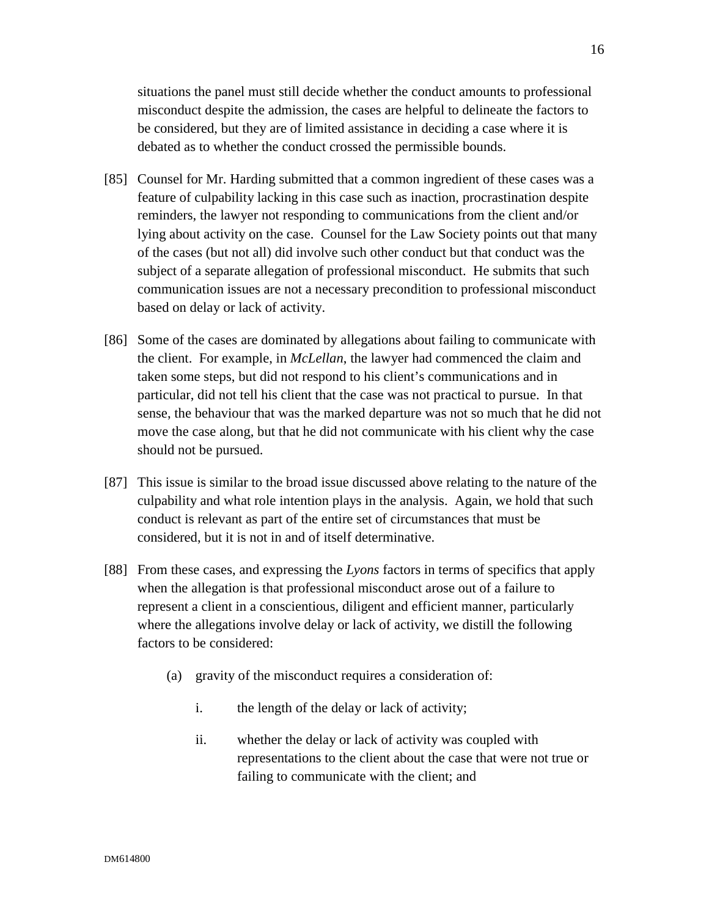situations the panel must still decide whether the conduct amounts to professional misconduct despite the admission, the cases are helpful to delineate the factors to be considered, but they are of limited assistance in deciding a case where it is debated as to whether the conduct crossed the permissible bounds.

[85] Counsel for Mr. Harding submitted that a common ingredient of these cases was a feature of culpability lacking in this case such as inaction, procrastination despite reminders, the lawyer not responding to communications from the client and/or lying about activity on the case. Counsel for the Law Society points out that many of the cases (but not all) did involve such other conduct but that conduct was the subject of a separate allegation of professional misconduct. He submits that such communication issues are not a necessary precondition to professional misconduct based on delay or lack of activity.

[86] Some of the cases are dominated by allegations about failing to communicate with the client. For example, in *McLellan*, the lawyer had commenced the claim and taken some steps, but did not respond to his client's communications and in particular, did not tell his client that the case was not practical to pursue. In that sense, the behaviour that was the marked departure was not so much that he did not move the case along, but that he did not communicate with his client why the case should not be pursued.

[87] This issue is similar to the broad issue discussed above relating to the nature of the culpability and what role intention plays in the analysis. Again, we hold that such conduct is relevant as part of the entire set of circumstances that must be considered, but it is not in and of itself determinative.

[88] From these cases, and expressing the *Lyons* factors in terms of specifics that apply when the allegation is that professional misconduct arose out of a failure to represent a client in a conscientious, diligent and efficient manner, particularly where the allegations involve delay or lack of activity, we distill the following factors to be considered:

(a) gravity of the misconduct requires a consideration of:

i. the length of the delay or lack of activity;

ii. whether the delay or lack of activity was coupled with representations to the client about the case that were not true or failing to communicate with the client; and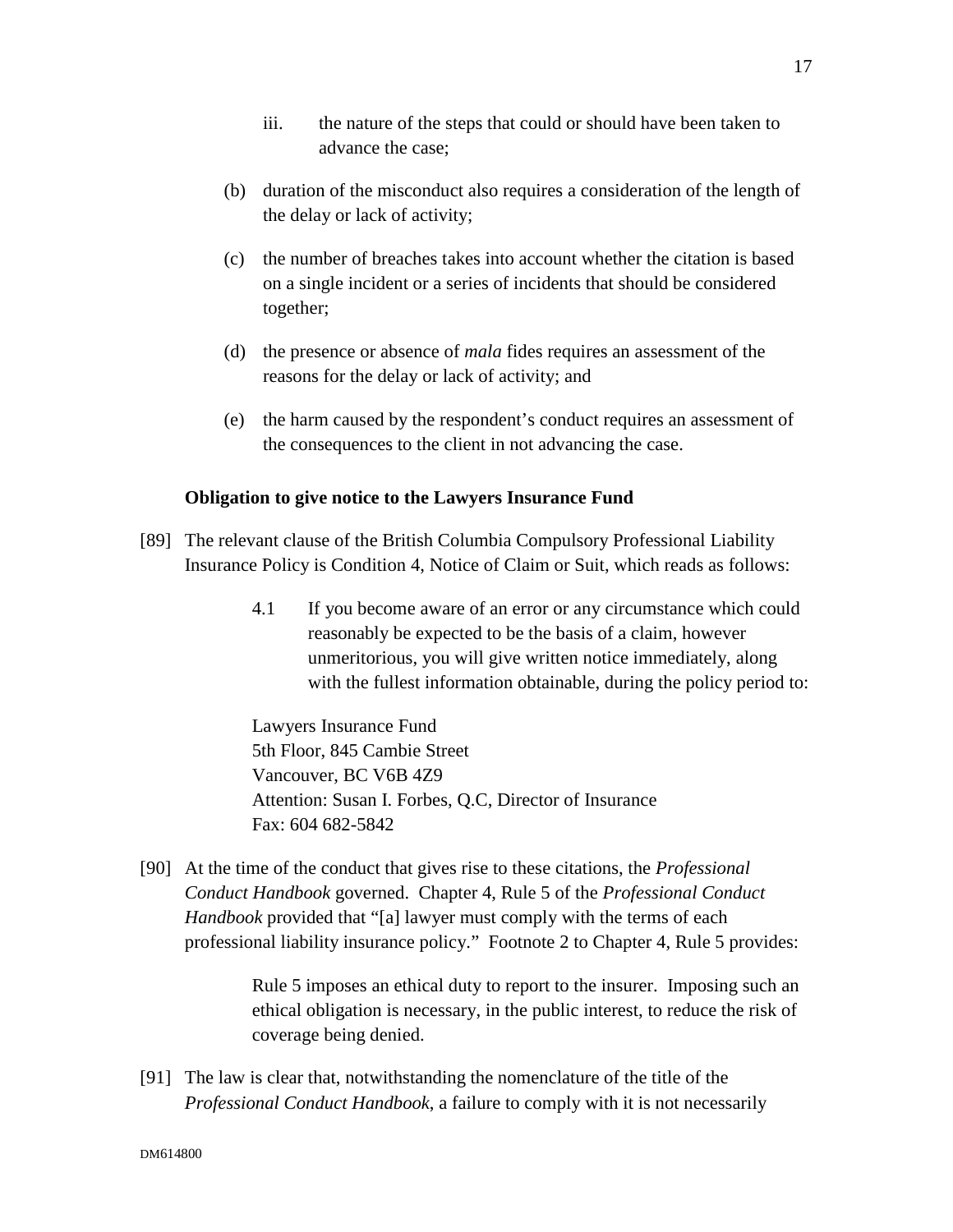iii. the nature of the steps that could or should have been taken to advance the case;

(b) duration of the misconduct also requires a consideration of the length of the delay or lack of activity;

(c) the number of breaches takes into account whether the citation is based on a single incident or a series of incidents that should be considered together;

(d) the presence or absence of *mala* fides requires an assessment of the reasons for the delay or lack of activity; and

(e) the harm caused by the respondent's conduct requires an assessment of the consequences to the client in not advancing the case.

**Obligation to give notice to the Lawyers Insurance Fund**

[89] The relevant clause of the British Columbia Compulsory Professional Liability Insurance Policy is Condition 4, Notice of Claim or Suit, which reads as follows:

> 4.1 If you become aware of an error or any circumstance which could reasonably be expected to be the basis of a claim, however unmeritorious, you will give written notice immediately, along with the fullest information obtainable, during the policy period to:
>
> Lawyers Insurance Fund
> 5th Floor, 845 Cambie Street
> Vancouver, BC V6B 4Z9
> Attention: Susan I. Forbes, Q.C, Director of Insurance
> Fax: 604 682-5842

[90] At the time of the conduct that gives rise to these citations, the *Professional Conduct Handbook* governed. Chapter 4, Rule 5 of the *Professional Conduct Handbook* provided that "[a] lawyer must comply with the terms of each professional liability insurance policy." Footnote 2 to Chapter 4, Rule 5 provides:

> Rule 5 imposes an ethical duty to report to the insurer. Imposing such an ethical obligation is necessary, in the public interest, to reduce the risk of coverage being denied.

[91] The law is clear that, notwithstanding the nomenclature of the title of the *Professional Conduct Handbook*, a failure to comply with it is not necessarily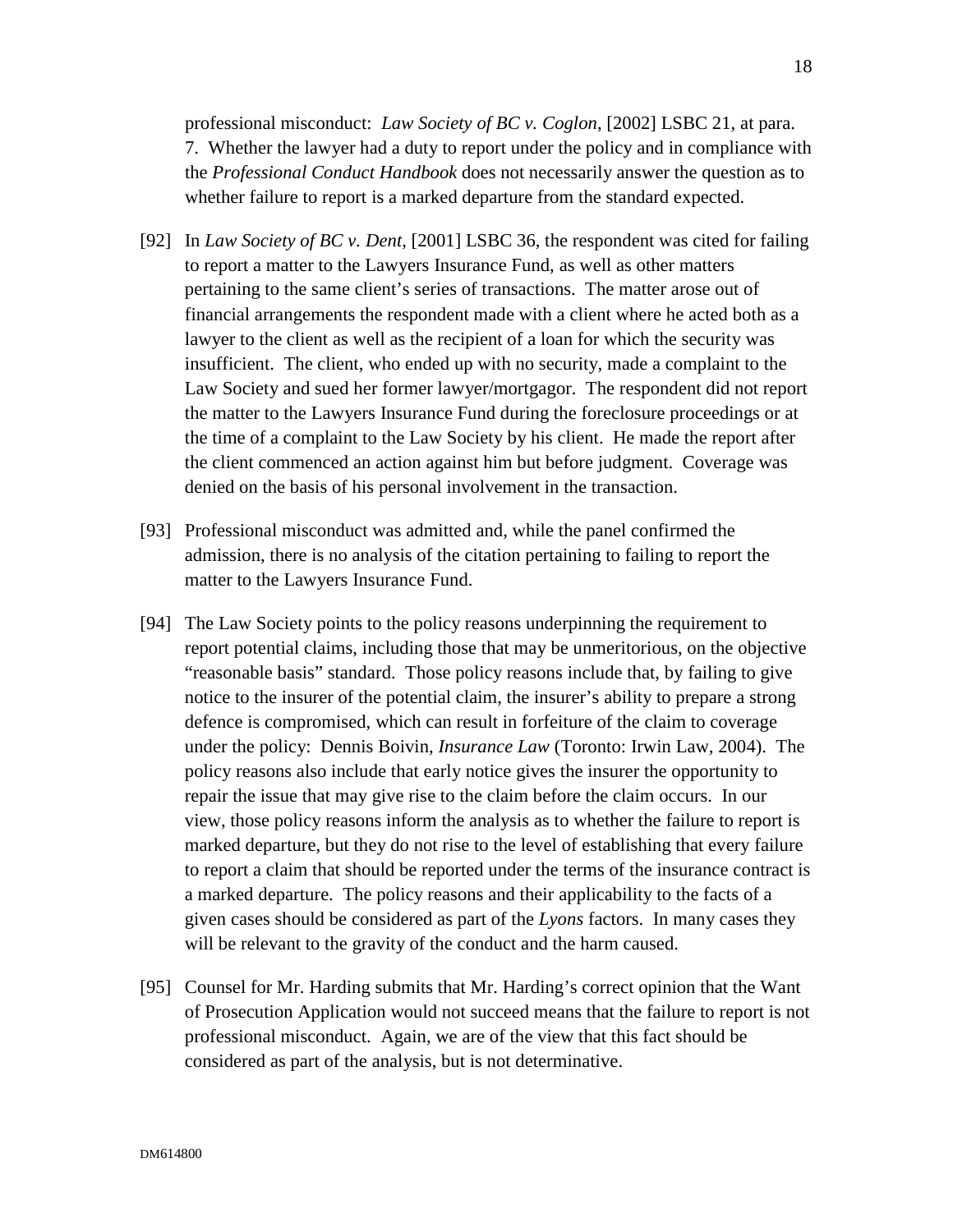professional misconduct: *Law Society of BC v. Coglon*, [2002] LSBC 21, at para. 7. Whether the lawyer had a duty to report under the policy and in compliance with the *Professional Conduct Handbook* does not necessarily answer the question as to whether failure to report is a marked departure from the standard expected.

[92] In *Law Society of BC v. Dent*, [2001] LSBC 36, the respondent was cited for failing to report a matter to the Lawyers Insurance Fund, as well as other matters pertaining to the same client's series of transactions. The matter arose out of financial arrangements the respondent made with a client where he acted both as a lawyer to the client as well as the recipient of a loan for which the security was insufficient. The client, who ended up with no security, made a complaint to the Law Society and sued her former lawyer/mortgagor. The respondent did not report the matter to the Lawyers Insurance Fund during the foreclosure proceedings or at the time of a complaint to the Law Society by his client. He made the report after the client commenced an action against him but before judgment. Coverage was denied on the basis of his personal involvement in the transaction.

[93] Professional misconduct was admitted and, while the panel confirmed the admission, there is no analysis of the citation pertaining to failing to report the matter to the Lawyers Insurance Fund.

[94] The Law Society points to the policy reasons underpinning the requirement to report potential claims, including those that may be unmeritorious, on the objective "reasonable basis" standard. Those policy reasons include that, by failing to give notice to the insurer of the potential claim, the insurer's ability to prepare a strong defence is compromised, which can result in forfeiture of the claim to coverage under the policy: Dennis Boivin, *Insurance Law* (Toronto: Irwin Law, 2004). The policy reasons also include that early notice gives the insurer the opportunity to repair the issue that may give rise to the claim before the claim occurs. In our view, those policy reasons inform the analysis as to whether the failure to report is marked departure, but they do not rise to the level of establishing that every failure to report a claim that should be reported under the terms of the insurance contract is a marked departure. The policy reasons and their applicability to the facts of a given cases should be considered as part of the *Lyons* factors. In many cases they will be relevant to the gravity of the conduct and the harm caused.

[95] Counsel for Mr. Harding submits that Mr. Harding's correct opinion that the Want of Prosecution Application would not succeed means that the failure to report is not professional misconduct. Again, we are of the view that this fact should be considered as part of the analysis, but is not determinative.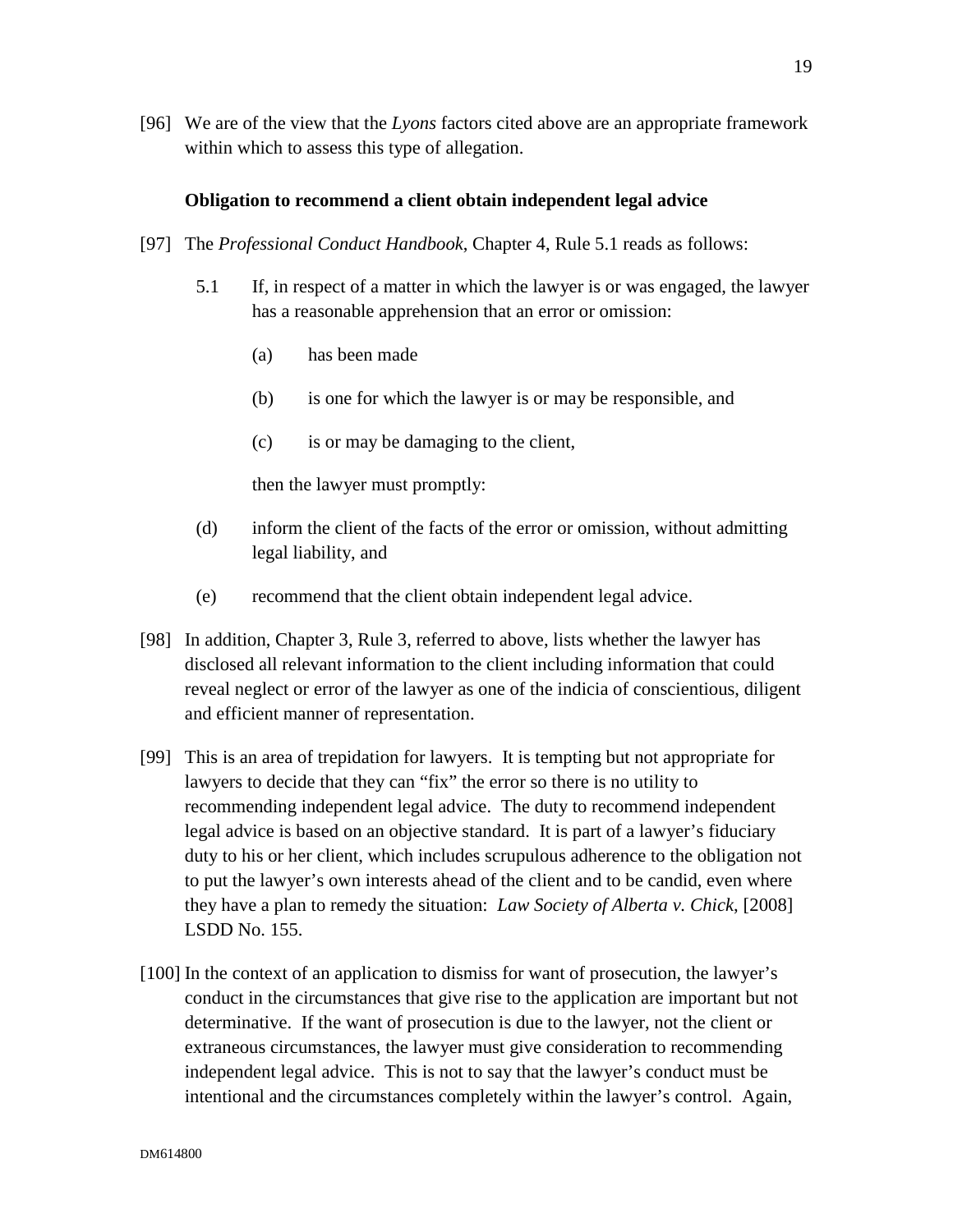[96] We are of the view that the *Lyons* factors cited above are an appropriate framework within which to assess this type of allegation.

**Obligation to recommend a client obtain independent legal advice**

[97] The *Professional Conduct Handbook*, Chapter 4, Rule 5.1 reads as follows:

> 5.1 If, in respect of a matter in which the lawyer is or was engaged, the lawyer has a reasonable apprehension that an error or omission:
>
> (a) has been made
>
> (b) is one for which the lawyer is or may be responsible, and
>
> (c) is or may be damaging to the client,
>
> then the lawyer must promptly:
>
> (d) inform the client of the facts of the error or omission, without admitting legal liability, and
>
> (e) recommend that the client obtain independent legal advice.

[98] In addition, Chapter 3, Rule 3, referred to above, lists whether the lawyer has disclosed all relevant information to the client including information that could reveal neglect or error of the lawyer as one of the indicia of conscientious, diligent and efficient manner of representation.

[99] This is an area of trepidation for lawyers. It is tempting but not appropriate for lawyers to decide that they can "fix" the error so there is no utility to recommending independent legal advice. The duty to recommend independent legal advice is based on an objective standard. It is part of a lawyer's fiduciary duty to his or her client, which includes scrupulous adherence to the obligation not to put the lawyer's own interests ahead of the client and to be candid, even where they have a plan to remedy the situation: *Law Society of Alberta v. Chick*, [2008] LSDD No. 155.

[100] In the context of an application to dismiss for want of prosecution, the lawyer's conduct in the circumstances that give rise to the application are important but not determinative. If the want of prosecution is due to the lawyer, not the client or extraneous circumstances, the lawyer must give consideration to recommending independent legal advice. This is not to say that the lawyer's conduct must be intentional and the circumstances completely within the lawyer's control. Again,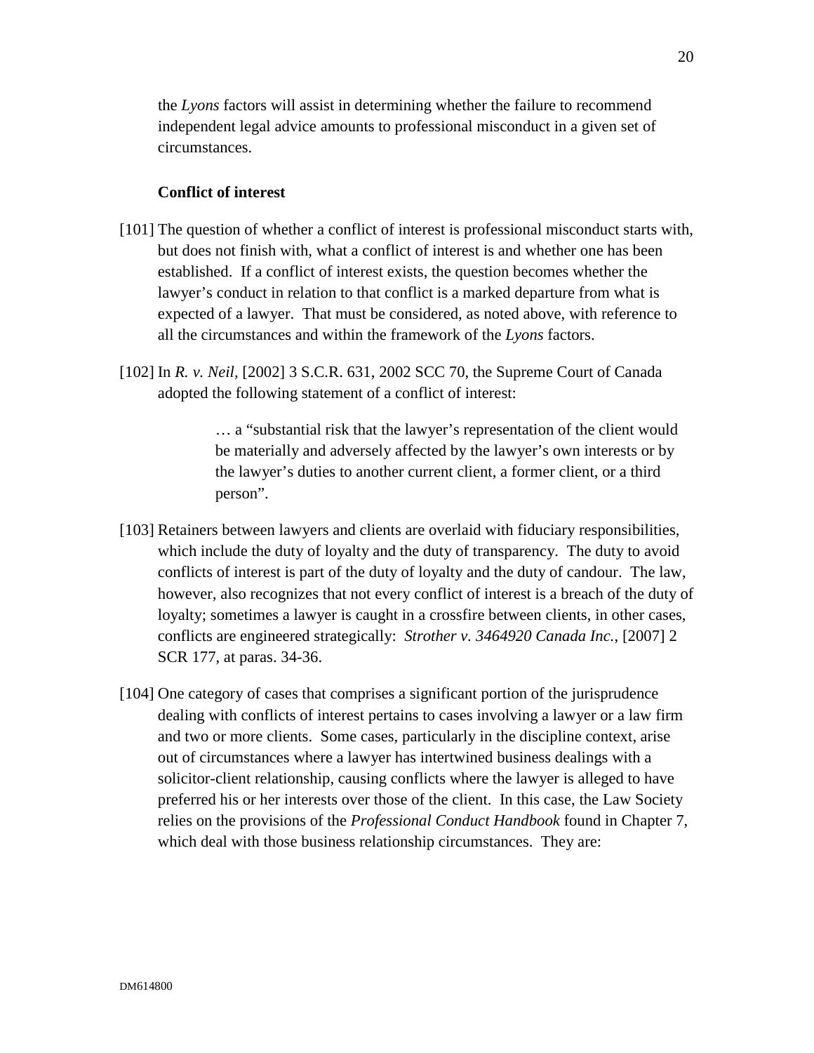the *Lyons* factors will assist in determining whether the failure to recommend independent legal advice amounts to professional misconduct in a given set of circumstances.

**Conflict of interest**

[101] The question of whether a conflict of interest is professional misconduct starts with, but does not finish with, what a conflict of interest is and whether one has been established. If a conflict of interest exists, the question becomes whether the lawyer's conduct in relation to that conflict is a marked departure from what is expected of a lawyer. That must be considered, as noted above, with reference to all the circumstances and within the framework of the *Lyons* factors.

[102] In *R. v. Neil*, [2002] 3 S.C.R. 631, 2002 SCC 70, the Supreme Court of Canada adopted the following statement of a conflict of interest:

> … a "substantial risk that the lawyer's representation of the client would be materially and adversely affected by the lawyer's own interests or by the lawyer's duties to another current client, a former client, or a third person".

[103] Retainers between lawyers and clients are overlaid with fiduciary responsibilities, which include the duty of loyalty and the duty of transparency. The duty to avoid conflicts of interest is part of the duty of loyalty and the duty of candour. The law, however, also recognizes that not every conflict of interest is a breach of the duty of loyalty; sometimes a lawyer is caught in a crossfire between clients, in other cases, conflicts are engineered strategically: *Strother v. 3464920 Canada Inc.*, [2007] 2 SCR 177, at paras. 34-36.

[104] One category of cases that comprises a significant portion of the jurisprudence dealing with conflicts of interest pertains to cases involving a lawyer or a law firm and two or more clients. Some cases, particularly in the discipline context, arise out of circumstances where a lawyer has intertwined business dealings with a solicitor-client relationship, causing conflicts where the lawyer is alleged to have preferred his or her interests over those of the client. In this case, the Law Society relies on the provisions of the *Professional Conduct Handbook* found in Chapter 7, which deal with those business relationship circumstances. They are: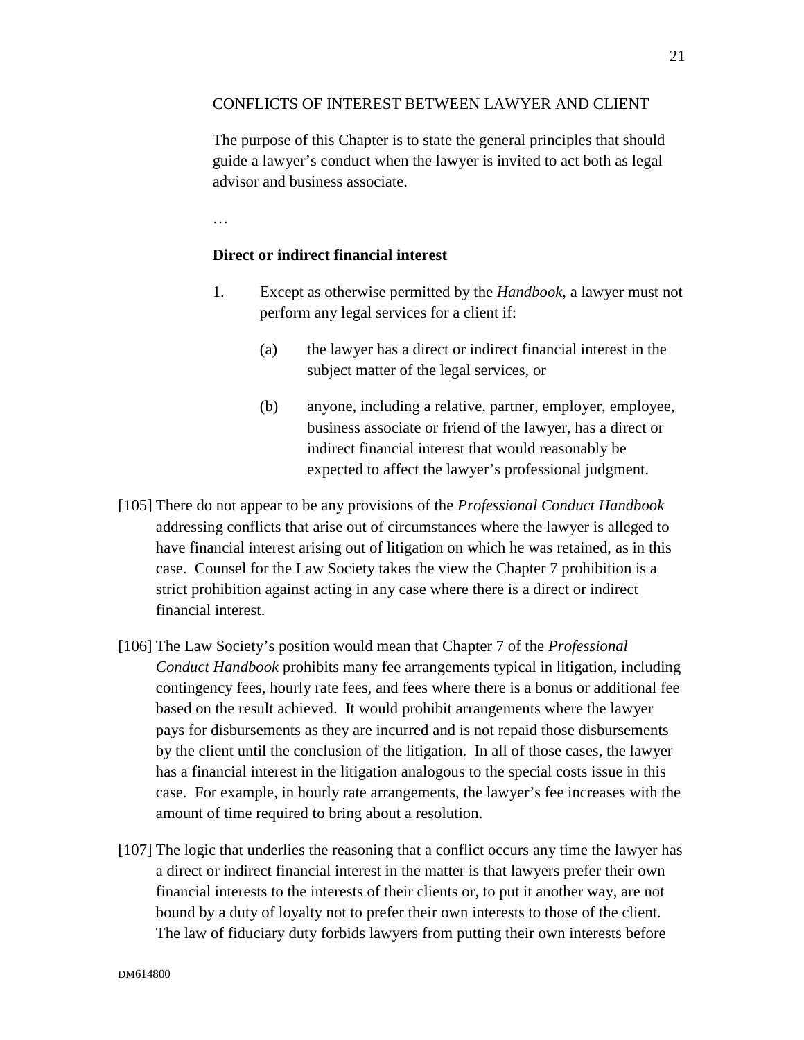CONFLICTS OF INTEREST BETWEEN LAWYER AND CLIENT

The purpose of this Chapter is to state the general principles that should guide a lawyer's conduct when the lawyer is invited to act both as legal advisor and business associate.

…

**Direct or indirect financial interest**

1. Except as otherwise permitted by the *Handbook*, a lawyer must not perform any legal services for a client if:

   (a) the lawyer has a direct or indirect financial interest in the subject matter of the legal services, or

   (b) anyone, including a relative, partner, employer, employee, business associate or friend of the lawyer, has a direct or indirect financial interest that would reasonably be expected to affect the lawyer's professional judgment.

[105] There do not appear to be any provisions of the *Professional Conduct Handbook* addressing conflicts that arise out of circumstances where the lawyer is alleged to have financial interest arising out of litigation on which he was retained, as in this case. Counsel for the Law Society takes the view the Chapter 7 prohibition is a strict prohibition against acting in any case where there is a direct or indirect financial interest.

[106] The Law Society's position would mean that Chapter 7 of the *Professional Conduct Handbook* prohibits many fee arrangements typical in litigation, including contingency fees, hourly rate fees, and fees where there is a bonus or additional fee based on the result achieved. It would prohibit arrangements where the lawyer pays for disbursements as they are incurred and is not repaid those disbursements by the client until the conclusion of the litigation. In all of those cases, the lawyer has a financial interest in the litigation analogous to the special costs issue in this case. For example, in hourly rate arrangements, the lawyer's fee increases with the amount of time required to bring about a resolution.

[107] The logic that underlies the reasoning that a conflict occurs any time the lawyer has a direct or indirect financial interest in the matter is that lawyers prefer their own financial interests to the interests of their clients or, to put it another way, are not bound by a duty of loyalty not to prefer their own interests to those of the client. The law of fiduciary duty forbids lawyers from putting their own interests before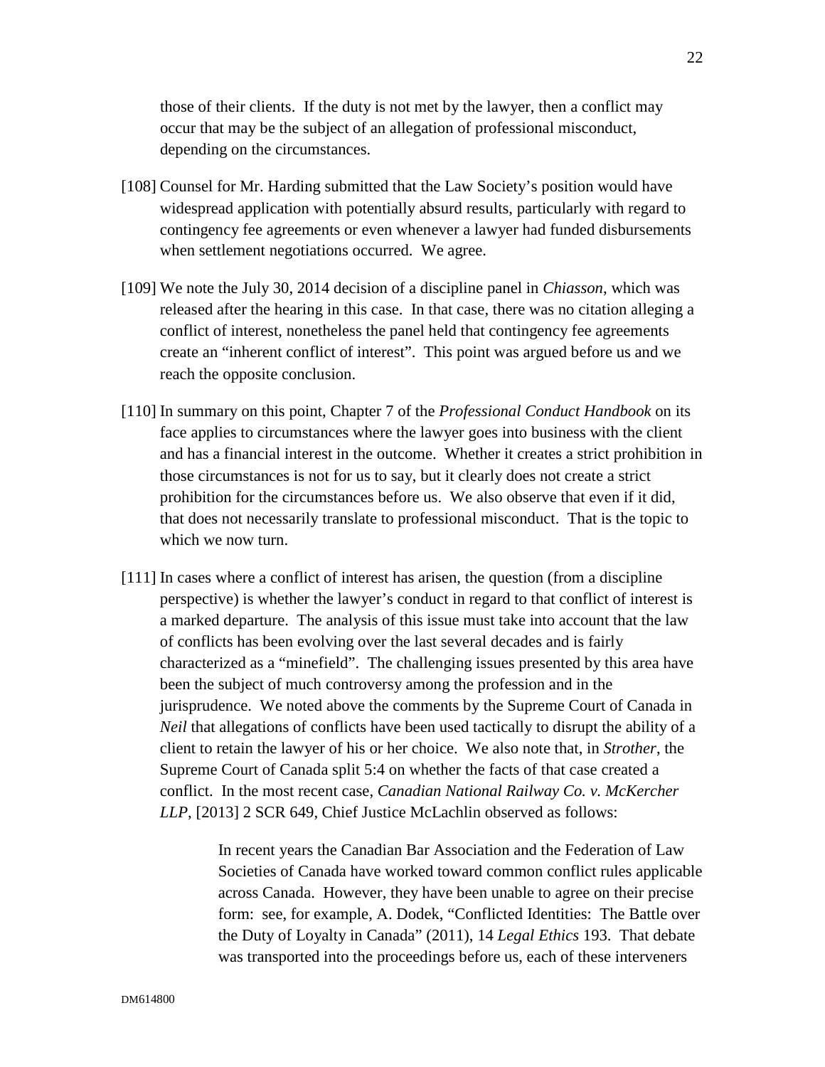those of their clients. If the duty is not met by the lawyer, then a conflict may occur that may be the subject of an allegation of professional misconduct, depending on the circumstances.

[108] Counsel for Mr. Harding submitted that the Law Society's position would have widespread application with potentially absurd results, particularly with regard to contingency fee agreements or even whenever a lawyer had funded disbursements when settlement negotiations occurred. We agree.

[109] We note the July 30, 2014 decision of a discipline panel in *Chiasson*, which was released after the hearing in this case. In that case, there was no citation alleging a conflict of interest, nonetheless the panel held that contingency fee agreements create an "inherent conflict of interest". This point was argued before us and we reach the opposite conclusion.

[110] In summary on this point, Chapter 7 of the *Professional Conduct Handbook* on its face applies to circumstances where the lawyer goes into business with the client and has a financial interest in the outcome. Whether it creates a strict prohibition in those circumstances is not for us to say, but it clearly does not create a strict prohibition for the circumstances before us. We also observe that even if it did, that does not necessarily translate to professional misconduct. That is the topic to which we now turn.

[111] In cases where a conflict of interest has arisen, the question (from a discipline perspective) is whether the lawyer's conduct in regard to that conflict of interest is a marked departure. The analysis of this issue must take into account that the law of conflicts has been evolving over the last several decades and is fairly characterized as a "minefield". The challenging issues presented by this area have been the subject of much controversy among the profession and in the jurisprudence. We noted above the comments by the Supreme Court of Canada in *Neil* that allegations of conflicts have been used tactically to disrupt the ability of a client to retain the lawyer of his or her choice. We also note that, in *Strother*, the Supreme Court of Canada split 5:4 on whether the facts of that case created a conflict. In the most recent case, *Canadian National Railway Co. v. McKercher LLP*, [2013] 2 SCR 649, Chief Justice McLachlin observed as follows:

> In recent years the Canadian Bar Association and the Federation of Law Societies of Canada have worked toward common conflict rules applicable across Canada. However, they have been unable to agree on their precise form: see, for example, A. Dodek, "Conflicted Identities: The Battle over the Duty of Loyalty in Canada" (2011), 14 *Legal Ethics* 193. That debate was transported into the proceedings before us, each of these interveners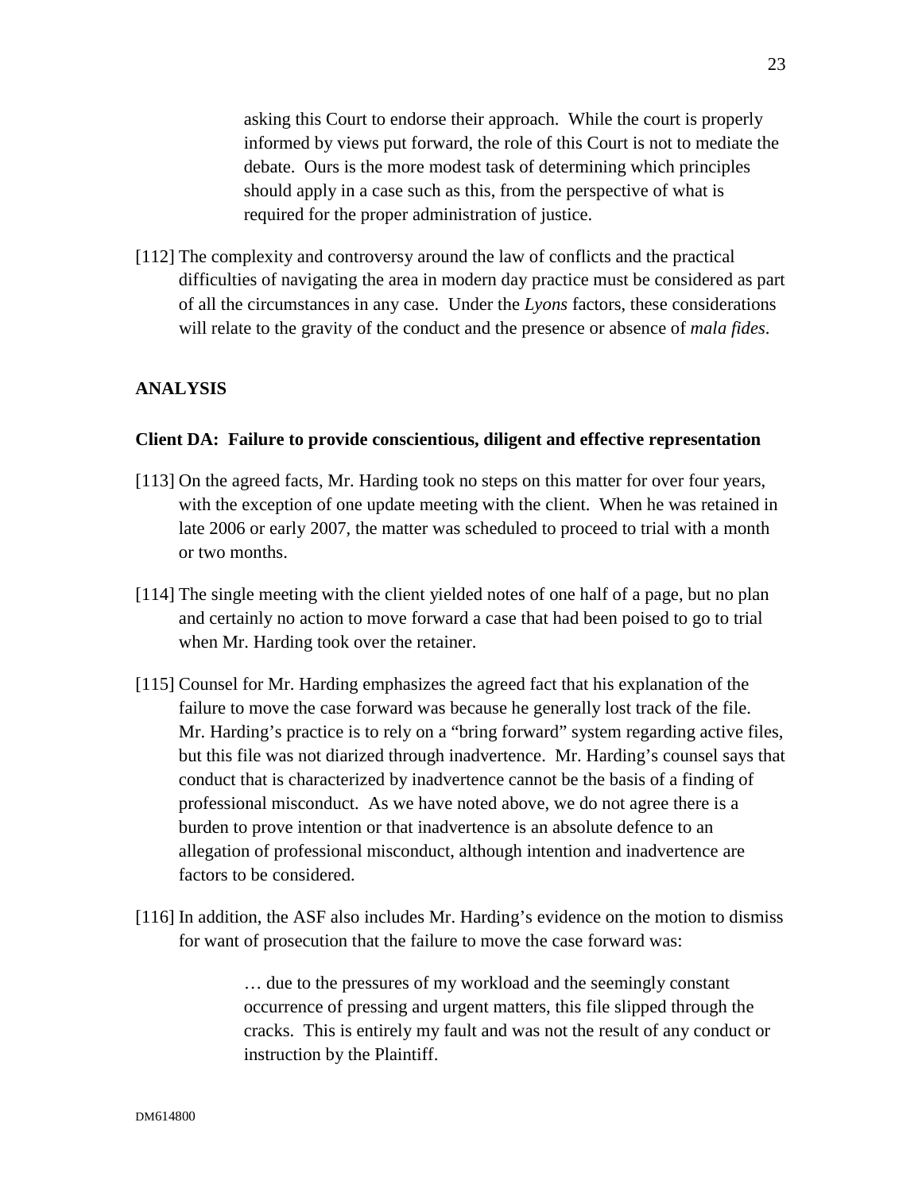> asking this Court to endorse their approach. While the court is properly informed by views put forward, the role of this Court is not to mediate the debate. Ours is the more modest task of determining which principles should apply in a case such as this, from the perspective of what is required for the proper administration of justice.

[112] The complexity and controversy around the law of conflicts and the practical difficulties of navigating the area in modern day practice must be considered as part of all the circumstances in any case. Under the *Lyons* factors, these considerations will relate to the gravity of the conduct and the presence or absence of *mala fides*.

## ANALYSIS

### Client DA: Failure to provide conscientious, diligent and effective representation

[113] On the agreed facts, Mr. Harding took no steps on this matter for over four years, with the exception of one update meeting with the client. When he was retained in late 2006 or early 2007, the matter was scheduled to proceed to trial with a month or two months.

[114] The single meeting with the client yielded notes of one half of a page, but no plan and certainly no action to move forward a case that had been poised to go to trial when Mr. Harding took over the retainer.

[115] Counsel for Mr. Harding emphasizes the agreed fact that his explanation of the failure to move the case forward was because he generally lost track of the file. Mr. Harding's practice is to rely on a "bring forward" system regarding active files, but this file was not diarized through inadvertence. Mr. Harding's counsel says that conduct that is characterized by inadvertence cannot be the basis of a finding of professional misconduct. As we have noted above, we do not agree there is a burden to prove intention or that inadvertence is an absolute defence to an allegation of professional misconduct, although intention and inadvertence are factors to be considered.

[116] In addition, the ASF also includes Mr. Harding's evidence on the motion to dismiss for want of prosecution that the failure to move the case forward was:

> … due to the pressures of my workload and the seemingly constant occurrence of pressing and urgent matters, this file slipped through the cracks. This is entirely my fault and was not the result of any conduct or instruction by the Plaintiff.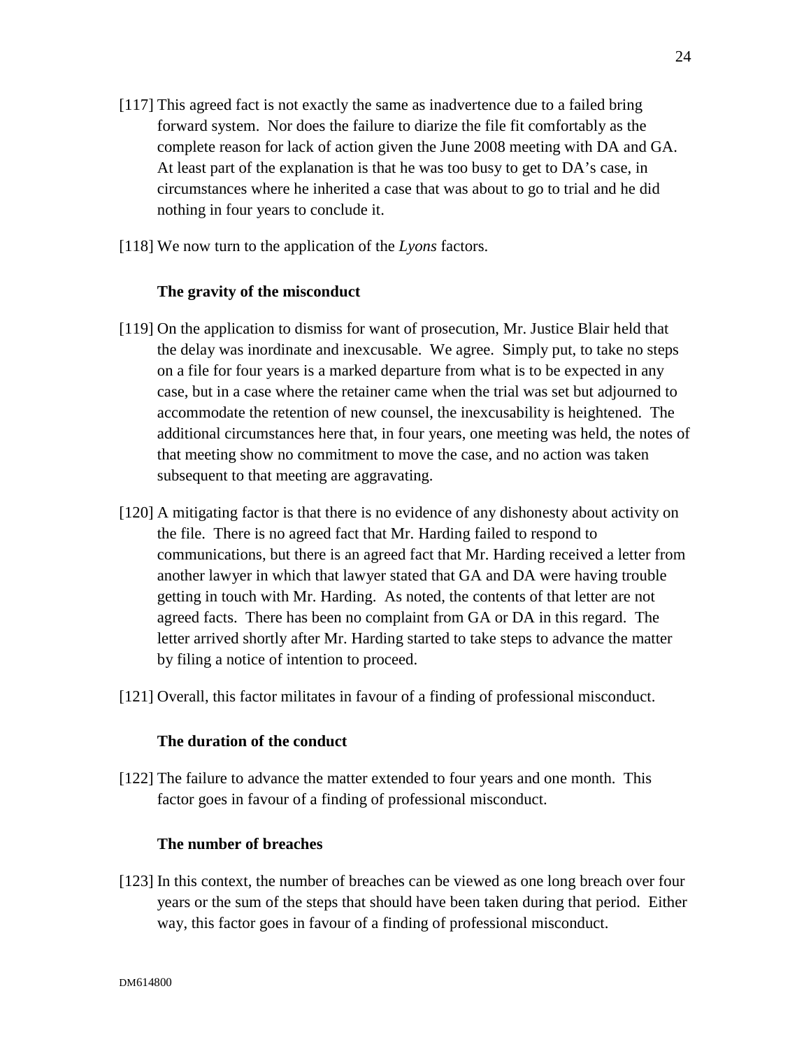[117] This agreed fact is not exactly the same as inadvertence due to a failed bring forward system. Nor does the failure to diarize the file fit comfortably as the complete reason for lack of action given the June 2008 meeting with DA and GA. At least part of the explanation is that he was too busy to get to DA's case, in circumstances where he inherited a case that was about to go to trial and he did nothing in four years to conclude it.

[118] We now turn to the application of the *Lyons* factors.

**The gravity of the misconduct**

[119] On the application to dismiss for want of prosecution, Mr. Justice Blair held that the delay was inordinate and inexcusable. We agree. Simply put, to take no steps on a file for four years is a marked departure from what is to be expected in any case, but in a case where the retainer came when the trial was set but adjourned to accommodate the retention of new counsel, the inexcusability is heightened. The additional circumstances here that, in four years, one meeting was held, the notes of that meeting show no commitment to move the case, and no action was taken subsequent to that meeting are aggravating.

[120] A mitigating factor is that there is no evidence of any dishonesty about activity on the file. There is no agreed fact that Mr. Harding failed to respond to communications, but there is an agreed fact that Mr. Harding received a letter from another lawyer in which that lawyer stated that GA and DA were having trouble getting in touch with Mr. Harding. As noted, the contents of that letter are not agreed facts. There has been no complaint from GA or DA in this regard. The letter arrived shortly after Mr. Harding started to take steps to advance the matter by filing a notice of intention to proceed.

[121] Overall, this factor militates in favour of a finding of professional misconduct.

**The duration of the conduct**

[122] The failure to advance the matter extended to four years and one month. This factor goes in favour of a finding of professional misconduct.

**The number of breaches**

[123] In this context, the number of breaches can be viewed as one long breach over four years or the sum of the steps that should have been taken during that period. Either way, this factor goes in favour of a finding of professional misconduct.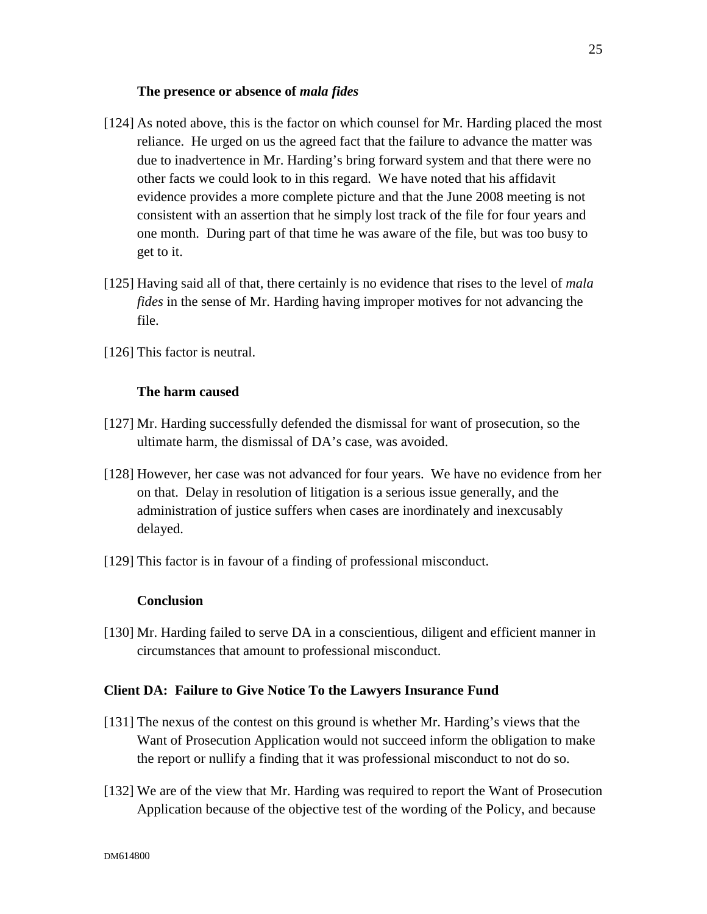### The presence or absence of *mala fides*

[124] As noted above, this is the factor on which counsel for Mr. Harding placed the most reliance. He urged on us the agreed fact that the failure to advance the matter was due to inadvertence in Mr. Harding's bring forward system and that there were no other facts we could look to in this regard. We have noted that his affidavit evidence provides a more complete picture and that the June 2008 meeting is not consistent with an assertion that he simply lost track of the file for four years and one month. During part of that time he was aware of the file, but was too busy to get to it.

[125] Having said all of that, there certainly is no evidence that rises to the level of *mala fides* in the sense of Mr. Harding having improper motives for not advancing the file.

[126] This factor is neutral.

### The harm caused

[127] Mr. Harding successfully defended the dismissal for want of prosecution, so the ultimate harm, the dismissal of DA's case, was avoided.

[128] However, her case was not advanced for four years. We have no evidence from her on that. Delay in resolution of litigation is a serious issue generally, and the administration of justice suffers when cases are inordinately and inexcusably delayed.

[129] This factor is in favour of a finding of professional misconduct.

### Conclusion

[130] Mr. Harding failed to serve DA in a conscientious, diligent and efficient manner in circumstances that amount to professional misconduct.

## Client DA: Failure to Give Notice To the Lawyers Insurance Fund

[131] The nexus of the contest on this ground is whether Mr. Harding's views that the Want of Prosecution Application would not succeed inform the obligation to make the report or nullify a finding that it was professional misconduct to not do so.

[132] We are of the view that Mr. Harding was required to report the Want of Prosecution Application because of the objective test of the wording of the Policy, and because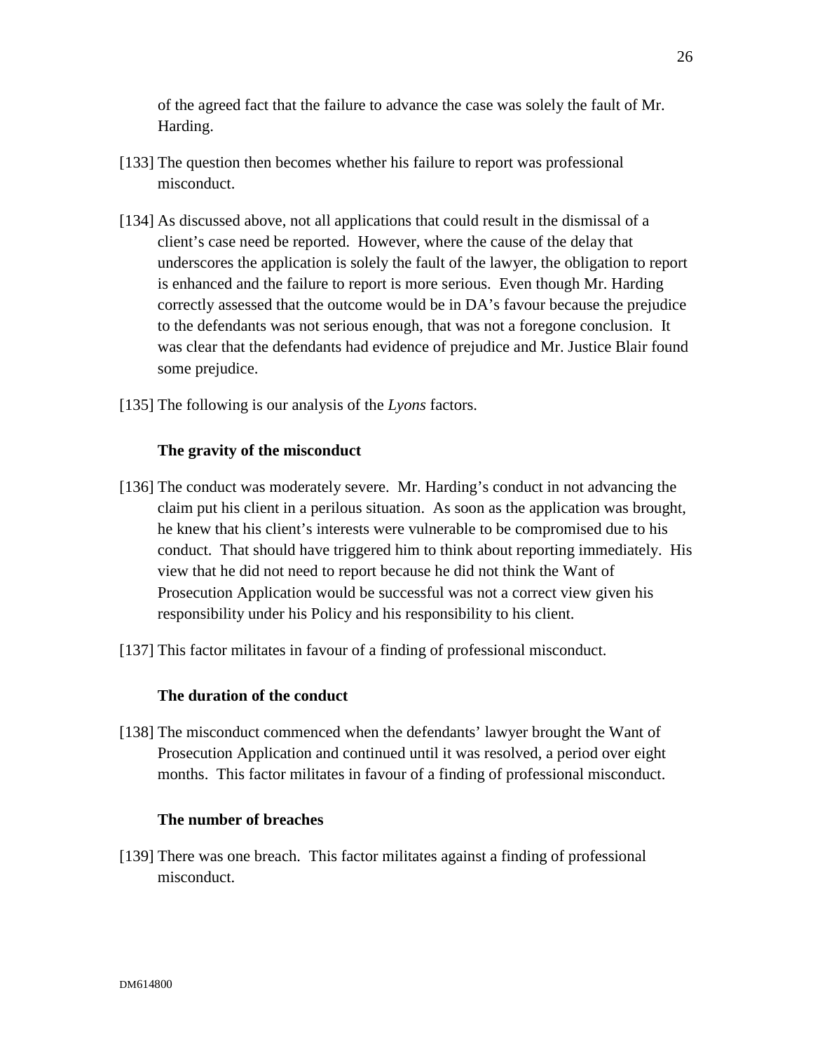of the agreed fact that the failure to advance the case was solely the fault of Mr. Harding.

[133] The question then becomes whether his failure to report was professional misconduct.

[134] As discussed above, not all applications that could result in the dismissal of a client's case need be reported. However, where the cause of the delay that underscores the application is solely the fault of the lawyer, the obligation to report is enhanced and the failure to report is more serious. Even though Mr. Harding correctly assessed that the outcome would be in DA's favour because the prejudice to the defendants was not serious enough, that was not a foregone conclusion. It was clear that the defendants had evidence of prejudice and Mr. Justice Blair found some prejudice.

[135] The following is our analysis of the *Lyons* factors.

**The gravity of the misconduct**

[136] The conduct was moderately severe. Mr. Harding's conduct in not advancing the claim put his client in a perilous situation. As soon as the application was brought, he knew that his client's interests were vulnerable to be compromised due to his conduct. That should have triggered him to think about reporting immediately. His view that he did not need to report because he did not think the Want of Prosecution Application would be successful was not a correct view given his responsibility under his Policy and his responsibility to his client.

[137] This factor militates in favour of a finding of professional misconduct.

**The duration of the conduct**

[138] The misconduct commenced when the defendants' lawyer brought the Want of Prosecution Application and continued until it was resolved, a period over eight months. This factor militates in favour of a finding of professional misconduct.

**The number of breaches**

[139] There was one breach. This factor militates against a finding of professional misconduct.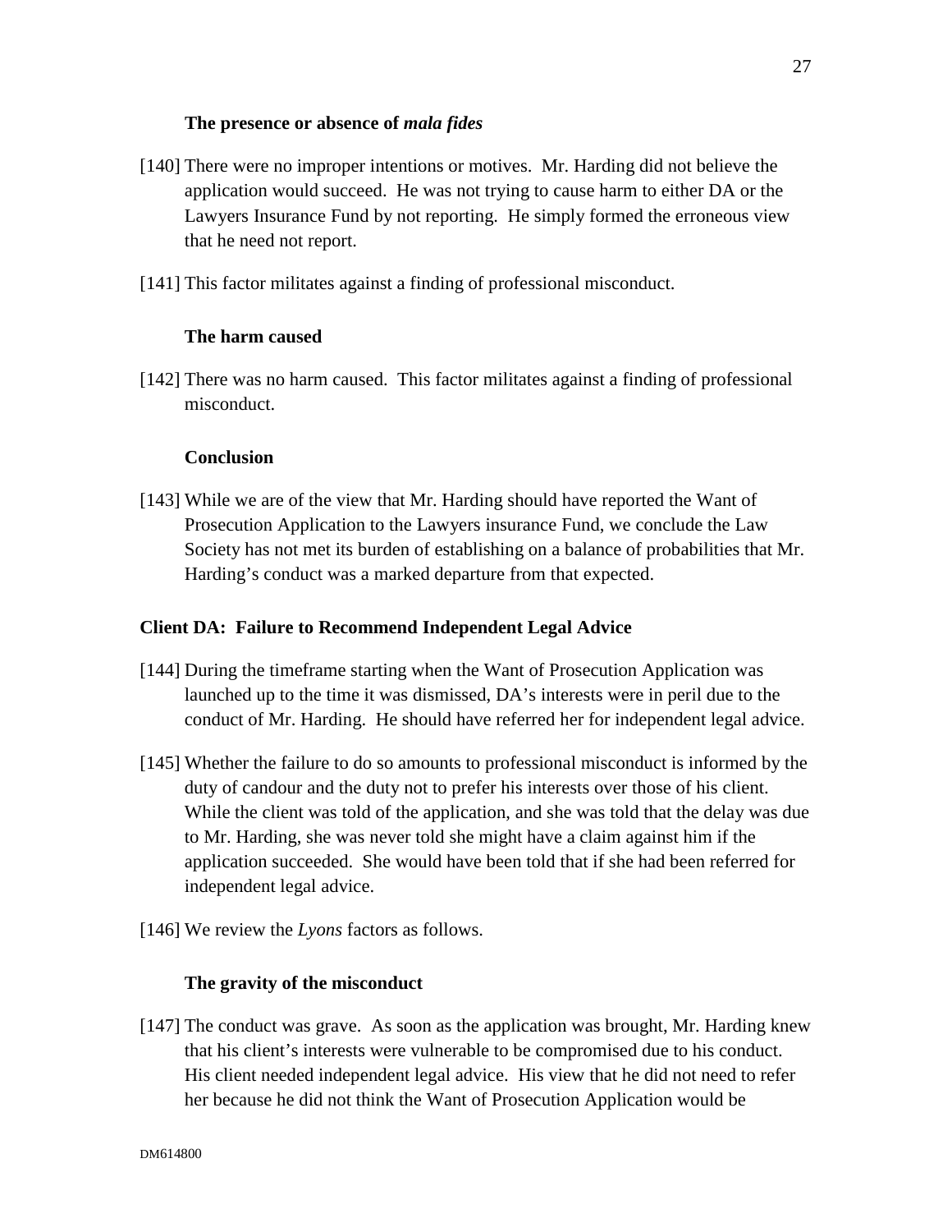### The presence or absence of *mala fides*

[140] There were no improper intentions or motives. Mr. Harding did not believe the application would succeed. He was not trying to cause harm to either DA or the Lawyers Insurance Fund by not reporting. He simply formed the erroneous view that he need not report.

[141] This factor militates against a finding of professional misconduct.

### The harm caused

[142] There was no harm caused. This factor militates against a finding of professional misconduct.

### Conclusion

[143] While we are of the view that Mr. Harding should have reported the Want of Prosecution Application to the Lawyers insurance Fund, we conclude the Law Society has not met its burden of establishing on a balance of probabilities that Mr. Harding's conduct was a marked departure from that expected.

## Client DA: Failure to Recommend Independent Legal Advice

[144] During the timeframe starting when the Want of Prosecution Application was launched up to the time it was dismissed, DA's interests were in peril due to the conduct of Mr. Harding. He should have referred her for independent legal advice.

[145] Whether the failure to do so amounts to professional misconduct is informed by the duty of candour and the duty not to prefer his interests over those of his client. While the client was told of the application, and she was told that the delay was due to Mr. Harding, she was never told she might have a claim against him if the application succeeded. She would have been told that if she had been referred for independent legal advice.

[146] We review the *Lyons* factors as follows.

### The gravity of the misconduct

[147] The conduct was grave. As soon as the application was brought, Mr. Harding knew that his client's interests were vulnerable to be compromised due to his conduct. His client needed independent legal advice. His view that he did not need to refer her because he did not think the Want of Prosecution Application would be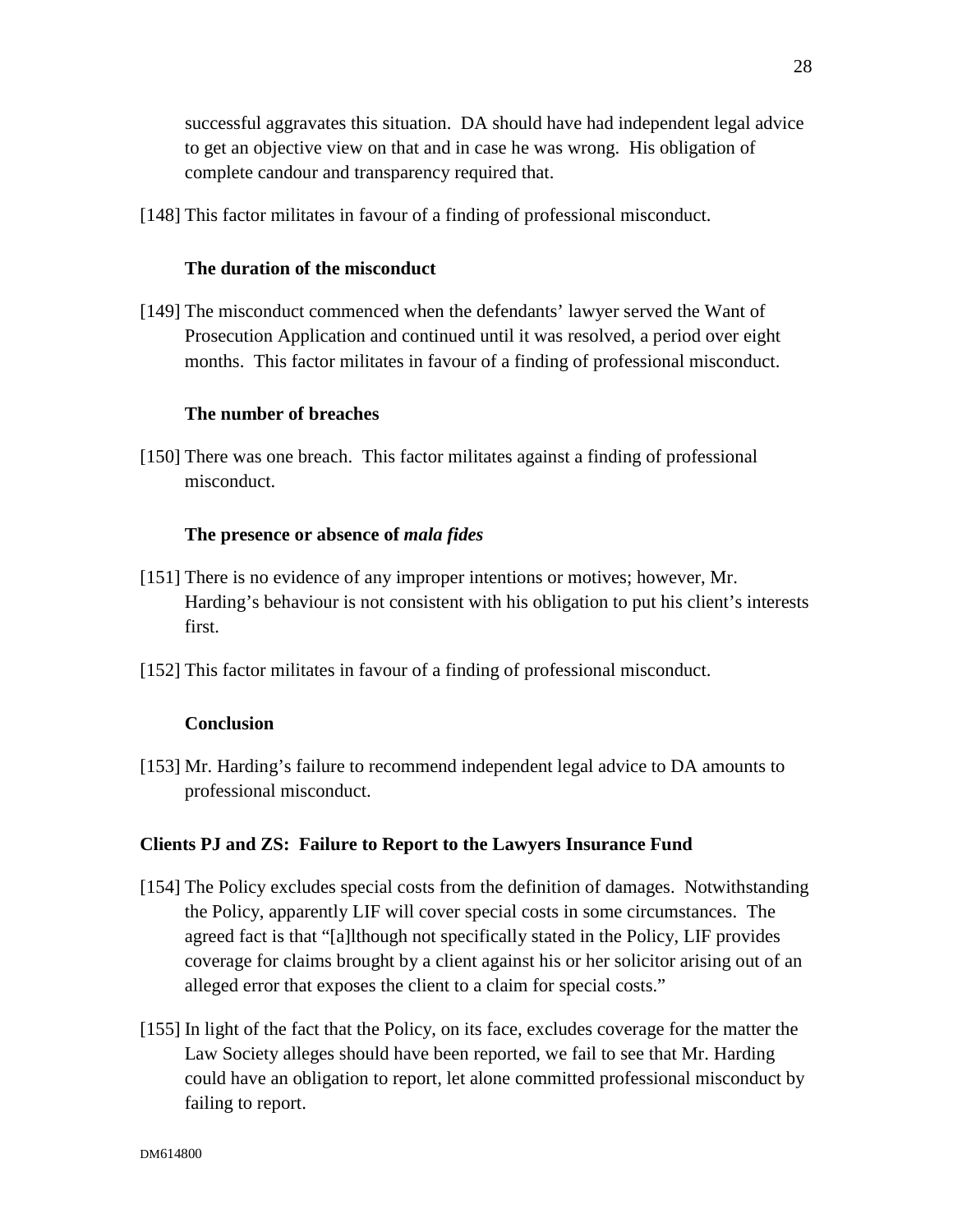successful aggravates this situation. DA should have had independent legal advice to get an objective view on that and in case he was wrong. His obligation of complete candour and transparency required that.

[148] This factor militates in favour of a finding of professional misconduct.

### The duration of the misconduct

[149] The misconduct commenced when the defendants' lawyer served the Want of Prosecution Application and continued until it was resolved, a period over eight months. This factor militates in favour of a finding of professional misconduct.

### The number of breaches

[150] There was one breach. This factor militates against a finding of professional misconduct.

### The presence or absence of *mala fides*

[151] There is no evidence of any improper intentions or motives; however, Mr. Harding's behaviour is not consistent with his obligation to put his client's interests first.

[152] This factor militates in favour of a finding of professional misconduct.

### Conclusion

[153] Mr. Harding's failure to recommend independent legal advice to DA amounts to professional misconduct.

## Clients PJ and ZS: Failure to Report to the Lawyers Insurance Fund

[154] The Policy excludes special costs from the definition of damages. Notwithstanding the Policy, apparently LIF will cover special costs in some circumstances. The agreed fact is that "[a]lthough not specifically stated in the Policy, LIF provides coverage for claims brought by a client against his or her solicitor arising out of an alleged error that exposes the client to a claim for special costs."

[155] In light of the fact that the Policy, on its face, excludes coverage for the matter the Law Society alleges should have been reported, we fail to see that Mr. Harding could have an obligation to report, let alone committed professional misconduct by failing to report.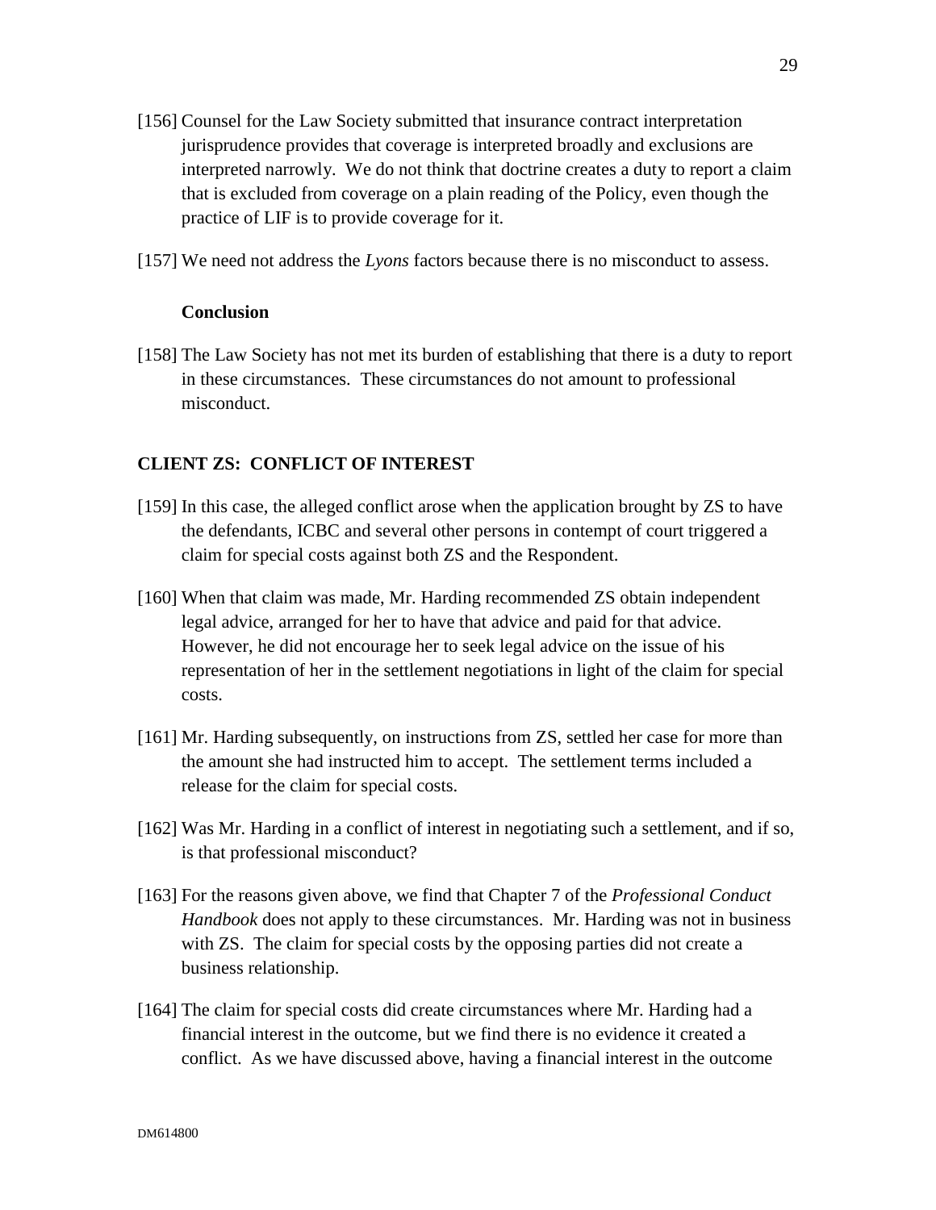[156] Counsel for the Law Society submitted that insurance contract interpretation jurisprudence provides that coverage is interpreted broadly and exclusions are interpreted narrowly. We do not think that doctrine creates a duty to report a claim that is excluded from coverage on a plain reading of the Policy, even though the practice of LIF is to provide coverage for it.

[157] We need not address the *Lyons* factors because there is no misconduct to assess.

**Conclusion**

[158] The Law Society has not met its burden of establishing that there is a duty to report in these circumstances. These circumstances do not amount to professional misconduct.

## CLIENT ZS: CONFLICT OF INTEREST

[159] In this case, the alleged conflict arose when the application brought by ZS to have the defendants, ICBC and several other persons in contempt of court triggered a claim for special costs against both ZS and the Respondent.

[160] When that claim was made, Mr. Harding recommended ZS obtain independent legal advice, arranged for her to have that advice and paid for that advice. However, he did not encourage her to seek legal advice on the issue of his representation of her in the settlement negotiations in light of the claim for special costs.

[161] Mr. Harding subsequently, on instructions from ZS, settled her case for more than the amount she had instructed him to accept. The settlement terms included a release for the claim for special costs.

[162] Was Mr. Harding in a conflict of interest in negotiating such a settlement, and if so, is that professional misconduct?

[163] For the reasons given above, we find that Chapter 7 of the *Professional Conduct Handbook* does not apply to these circumstances. Mr. Harding was not in business with ZS. The claim for special costs by the opposing parties did not create a business relationship.

[164] The claim for special costs did create circumstances where Mr. Harding had a financial interest in the outcome, but we find there is no evidence it created a conflict. As we have discussed above, having a financial interest in the outcome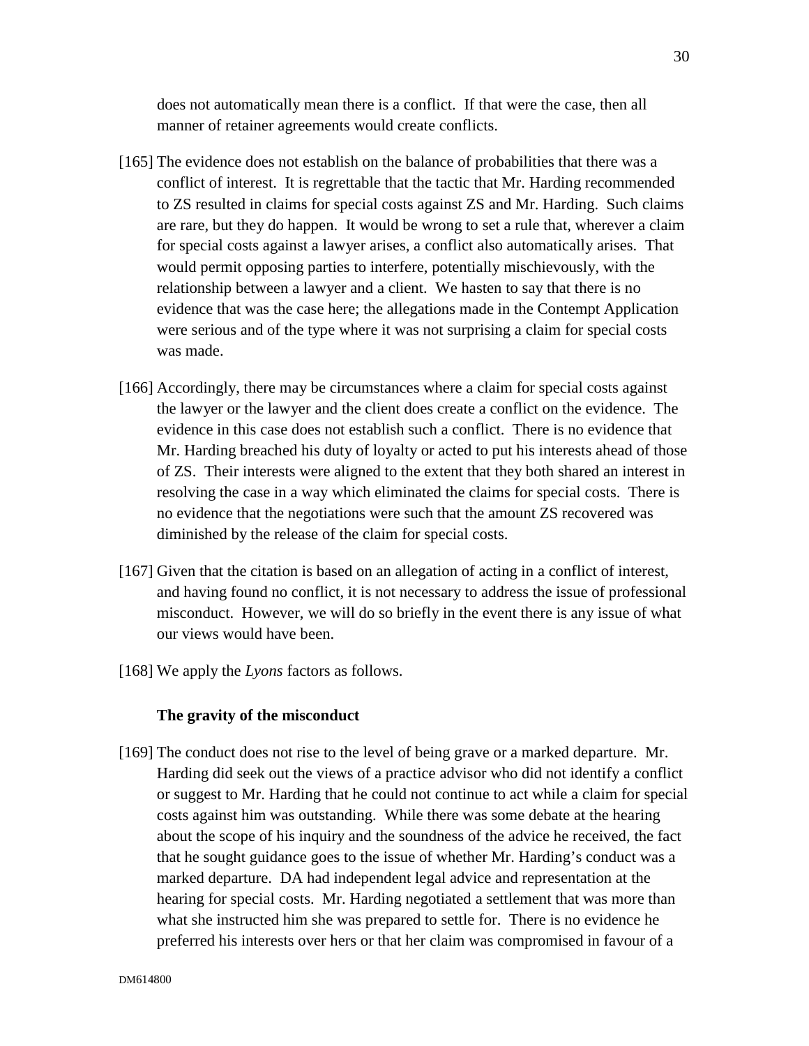does not automatically mean there is a conflict. If that were the case, then all manner of retainer agreements would create conflicts.

[165] The evidence does not establish on the balance of probabilities that there was a conflict of interest. It is regrettable that the tactic that Mr. Harding recommended to ZS resulted in claims for special costs against ZS and Mr. Harding. Such claims are rare, but they do happen. It would be wrong to set a rule that, wherever a claim for special costs against a lawyer arises, a conflict also automatically arises. That would permit opposing parties to interfere, potentially mischievously, with the relationship between a lawyer and a client. We hasten to say that there is no evidence that was the case here; the allegations made in the Contempt Application were serious and of the type where it was not surprising a claim for special costs was made.

[166] Accordingly, there may be circumstances where a claim for special costs against the lawyer or the lawyer and the client does create a conflict on the evidence. The evidence in this case does not establish such a conflict. There is no evidence that Mr. Harding breached his duty of loyalty or acted to put his interests ahead of those of ZS. Their interests were aligned to the extent that they both shared an interest in resolving the case in a way which eliminated the claims for special costs. There is no evidence that the negotiations were such that the amount ZS recovered was diminished by the release of the claim for special costs.

[167] Given that the citation is based on an allegation of acting in a conflict of interest, and having found no conflict, it is not necessary to address the issue of professional misconduct. However, we will do so briefly in the event there is any issue of what our views would have been.

[168] We apply the *Lyons* factors as follows.

**The gravity of the misconduct**

[169] The conduct does not rise to the level of being grave or a marked departure. Mr. Harding did seek out the views of a practice advisor who did not identify a conflict or suggest to Mr. Harding that he could not continue to act while a claim for special costs against him was outstanding. While there was some debate at the hearing about the scope of his inquiry and the soundness of the advice he received, the fact that he sought guidance goes to the issue of whether Mr. Harding's conduct was a marked departure. DA had independent legal advice and representation at the hearing for special costs. Mr. Harding negotiated a settlement that was more than what she instructed him she was prepared to settle for. There is no evidence he preferred his interests over hers or that her claim was compromised in favour of a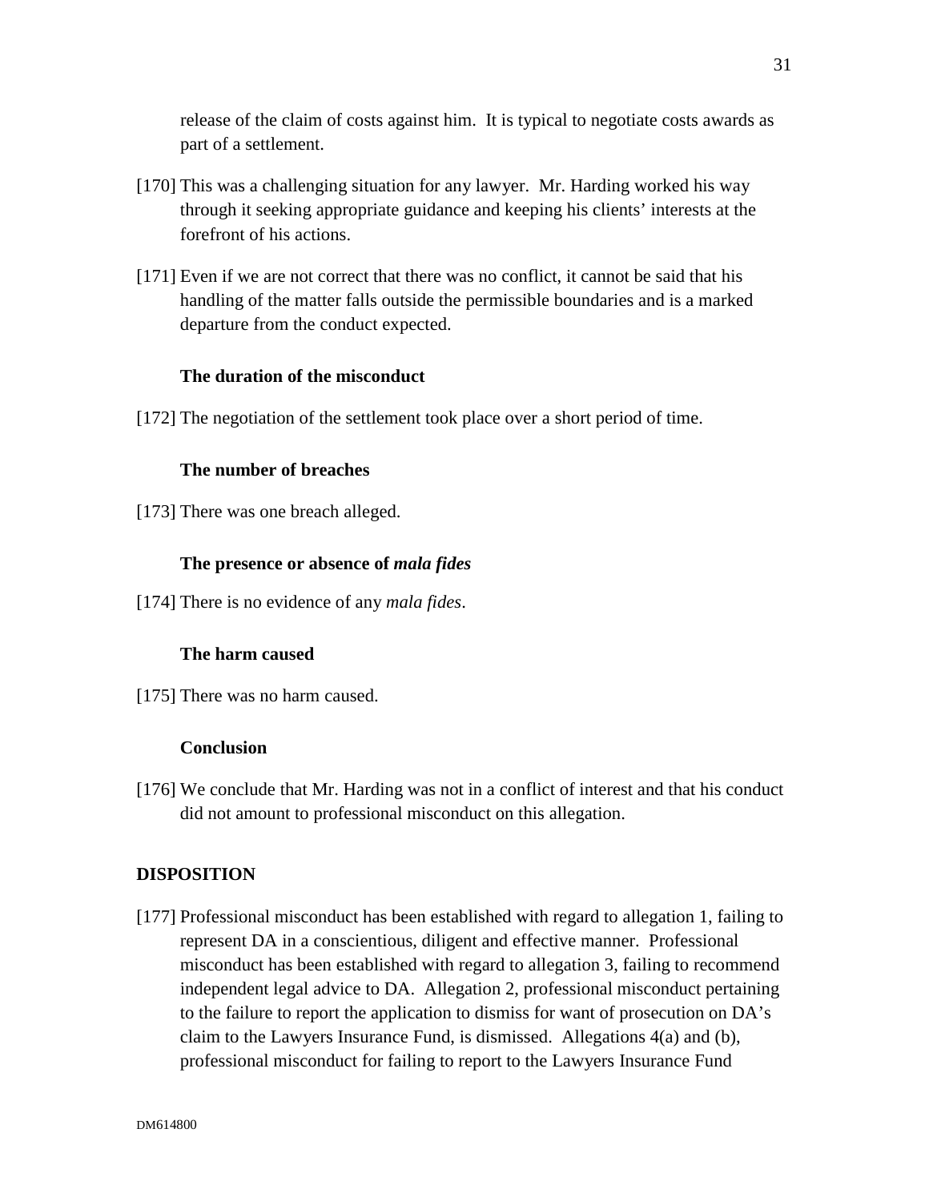release of the claim of costs against him. It is typical to negotiate costs awards as part of a settlement.

[170] This was a challenging situation for any lawyer. Mr. Harding worked his way through it seeking appropriate guidance and keeping his clients' interests at the forefront of his actions.

[171] Even if we are not correct that there was no conflict, it cannot be said that his handling of the matter falls outside the permissible boundaries and is a marked departure from the conduct expected.

**The duration of the misconduct**

[172] The negotiation of the settlement took place over a short period of time.

**The number of breaches**

[173] There was one breach alleged.

**The presence or absence of *mala fides***

[174] There is no evidence of any *mala fides*.

**The harm caused**

[175] There was no harm caused.

**Conclusion**

[176] We conclude that Mr. Harding was not in a conflict of interest and that his conduct did not amount to professional misconduct on this allegation.

## DISPOSITION

[177] Professional misconduct has been established with regard to allegation 1, failing to represent DA in a conscientious, diligent and effective manner. Professional misconduct has been established with regard to allegation 3, failing to recommend independent legal advice to DA. Allegation 2, professional misconduct pertaining to the failure to report the application to dismiss for want of prosecution on DA's claim to the Lawyers Insurance Fund, is dismissed. Allegations 4(a) and (b), professional misconduct for failing to report to the Lawyers Insurance Fund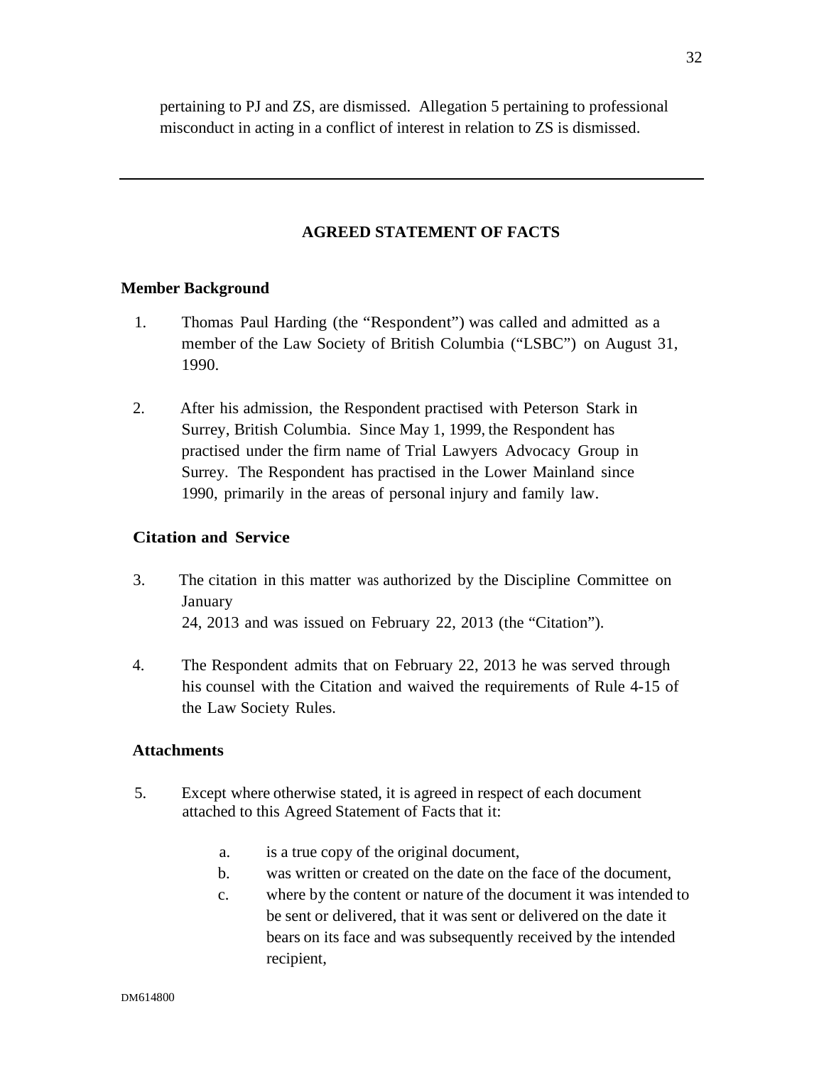pertaining to PJ and ZS, are dismissed. Allegation 5 pertaining to professional misconduct in acting in a conflict of interest in relation to ZS is dismissed.

---

## AGREED STATEMENT OF FACTS

### Member Background

1. Thomas Paul Harding (the "Respondent") was called and admitted as a member of the Law Society of British Columbia ("LSBC") on August 31, 1990.

2. After his admission, the Respondent practised with Peterson Stark in Surrey, British Columbia. Since May 1, 1999, the Respondent has practised under the firm name of Trial Lawyers Advocacy Group in Surrey. The Respondent has practised in the Lower Mainland since 1990, primarily in the areas of personal injury and family law.

### Citation and Service

3. The citation in this matter was authorized by the Discipline Committee on January 24, 2013 and was issued on February 22, 2013 (the "Citation").

4. The Respondent admits that on February 22, 2013 he was served through his counsel with the Citation and waived the requirements of Rule 4-15 of the Law Society Rules.

### Attachments

5. Except where otherwise stated, it is agreed in respect of each document attached to this Agreed Statement of Facts that it:

   a. is a true copy of the original document,

   b. was written or created on the date on the face of the document,

   c. where by the content or nature of the document it was intended to be sent or delivered, that it was sent or delivered on the date it bears on its face and was subsequently received by the intended recipient,

DM614800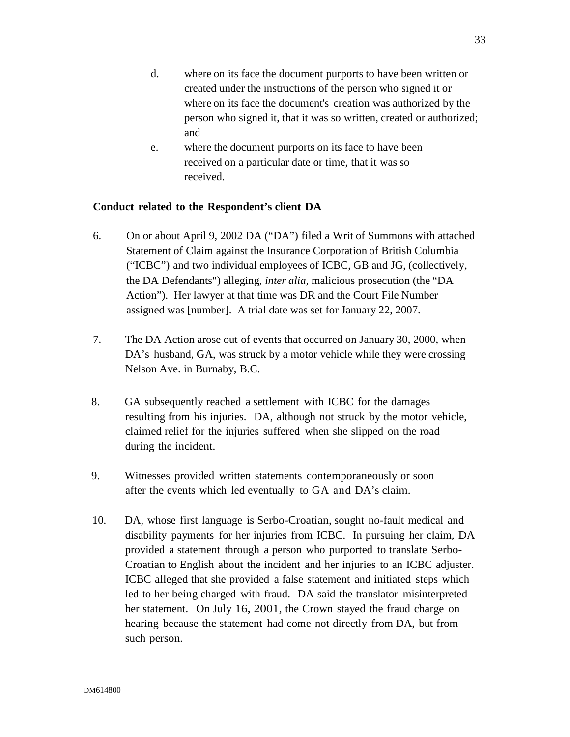d. where on its face the document purports to have been written or created under the instructions of the person who signed it or where on its face the document's creation was authorized by the person who signed it, that it was so written, created or authorized; and

e. where the document purports on its face to have been received on a particular date or time, that it was so received.

**Conduct related to the Respondent's client DA**

6. On or about April 9, 2002 DA ("DA") filed a Writ of Summons with attached Statement of Claim against the Insurance Corporation of British Columbia ("ICBC") and two individual employees of ICBC, GB and JG, (collectively, the DA Defendants") alleging, *inter alia,* malicious prosecution (the "DA Action"). Her lawyer at that time was DR and the Court File Number assigned was [number]. A trial date was set for January 22, 2007.

7. The DA Action arose out of events that occurred on January 30, 2000, when DA's husband, GA, was struck by a motor vehicle while they were crossing Nelson Ave. in Burnaby, B.C.

8. GA subsequently reached a settlement with ICBC for the damages resulting from his injuries. DA, although not struck by the motor vehicle, claimed relief for the injuries suffered when she slipped on the road during the incident.

9. Witnesses provided written statements contemporaneously or soon after the events which led eventually to GA and DA's claim.

10. DA, whose first language is Serbo-Croatian, sought no-fault medical and disability payments for her injuries from ICBC. In pursuing her claim, DA provided a statement through a person who purported to translate Serbo-Croatian to English about the incident and her injuries to an ICBC adjuster. ICBC alleged that she provided a false statement and initiated steps which led to her being charged with fraud. DA said the translator misinterpreted her statement. On July 16, 2001, the Crown stayed the fraud charge on hearing because the statement had come not directly from DA, but from such person.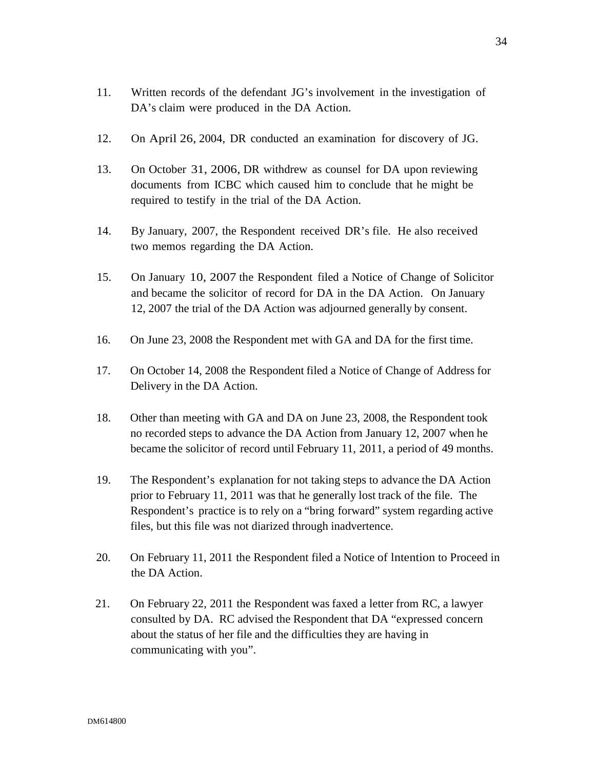11. Written records of the defendant JG's involvement in the investigation of DA's claim were produced in the DA Action.

12. On April 26, 2004, DR conducted an examination for discovery of JG.

13. On October 31, 2006, DR withdrew as counsel for DA upon reviewing documents from ICBC which caused him to conclude that he might be required to testify in the trial of the DA Action.

14. By January, 2007, the Respondent received DR's file. He also received two memos regarding the DA Action.

15. On January 10, 2007 the Respondent filed a Notice of Change of Solicitor and became the solicitor of record for DA in the DA Action. On January 12, 2007 the trial of the DA Action was adjourned generally by consent.

16. On June 23, 2008 the Respondent met with GA and DA for the first time.

17. On October 14, 2008 the Respondent filed a Notice of Change of Address for Delivery in the DA Action.

18. Other than meeting with GA and DA on June 23, 2008, the Respondent took no recorded steps to advance the DA Action from January 12, 2007 when he became the solicitor of record until February 11, 2011, a period of 49 months.

19. The Respondent's explanation for not taking steps to advance the DA Action prior to February 11, 2011 was that he generally lost track of the file. The Respondent's practice is to rely on a "bring forward" system regarding active files, but this file was not diarized through inadvertence.

20. On February 11, 2011 the Respondent filed a Notice of lntention to Proceed in the DA Action.

21. On February 22, 2011 the Respondent was faxed a letter from RC, a lawyer consulted by DA. RC advised the Respondent that DA "expressed concern about the status of her file and the difficulties they are having in communicating with you".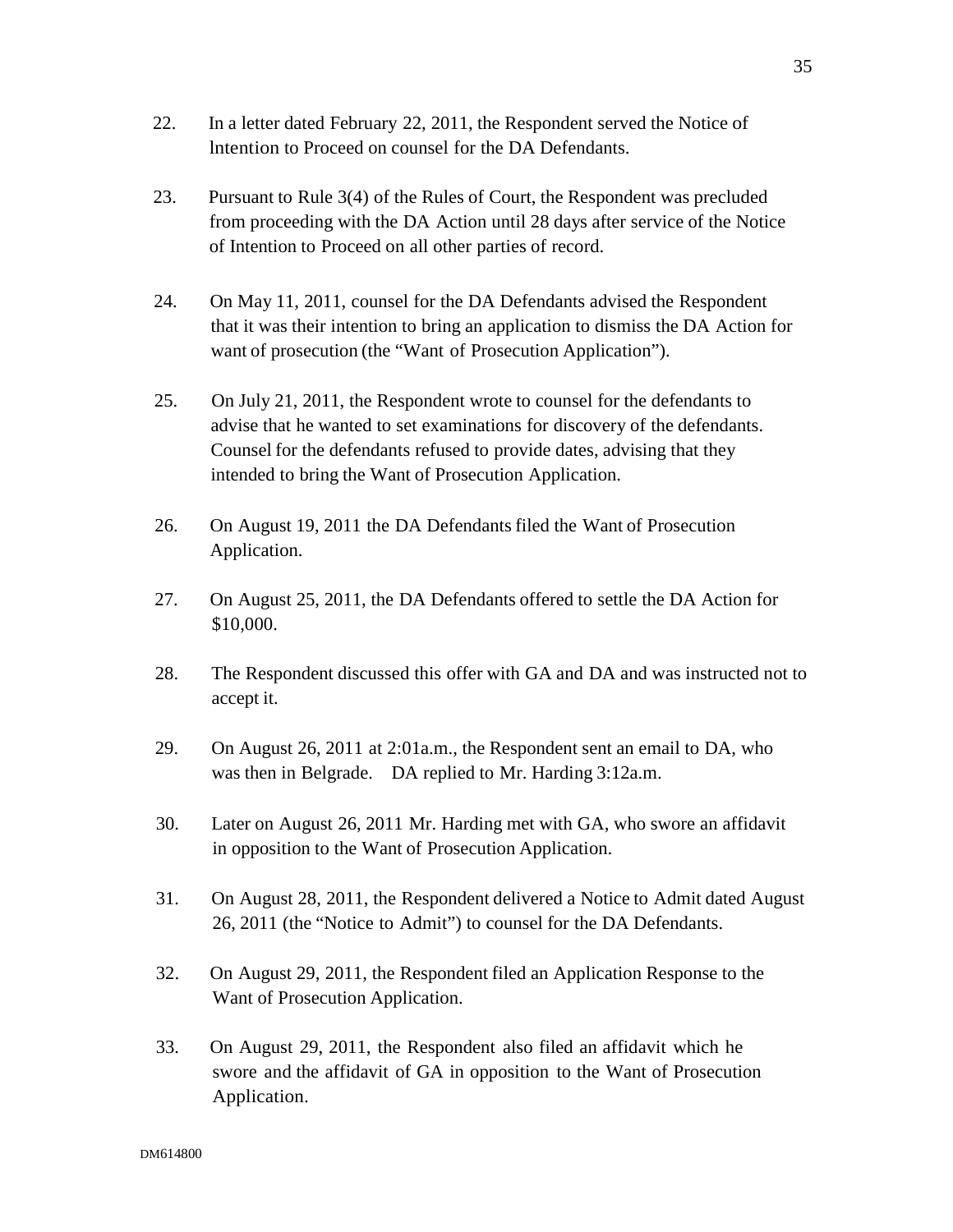22. In a letter dated February 22, 2011, the Respondent served the Notice of lntention to Proceed on counsel for the DA Defendants.

23. Pursuant to Rule 3(4) of the Rules of Court, the Respondent was precluded from proceeding with the DA Action until 28 days after service of the Notice of Intention to Proceed on all other parties of record.

24. On May 11, 2011, counsel for the DA Defendants advised the Respondent that it was their intention to bring an application to dismiss the DA Action for want of prosecution (the "Want of Prosecution Application").

25. On July 21, 2011, the Respondent wrote to counsel for the defendants to advise that he wanted to set examinations for discovery of the defendants. Counsel for the defendants refused to provide dates, advising that they intended to bring the Want of Prosecution Application.

26. On August 19, 2011 the DA Defendants filed the Want of Prosecution Application.

27. On August 25, 2011, the DA Defendants offered to settle the DA Action for $10,000.

28. The Respondent discussed this offer with GA and DA and was instructed not to accept it.

29. On August 26, 2011 at 2:01a.m., the Respondent sent an email to DA, who was then in Belgrade. DA replied to Mr. Harding 3:12a.m.

30. Later on August 26, 2011 Mr. Harding met with GA, who swore an affidavit in opposition to the Want of Prosecution Application.

31. On August 28, 2011, the Respondent delivered a Notice to Admit dated August 26, 2011 (the "Notice to Admit") to counsel for the DA Defendants.

32. On August 29, 2011, the Respondent filed an Application Response to the Want of Prosecution Application.

33. On August 29, 2011, the Respondent also filed an affidavit which he swore and the affidavit of GA in opposition to the Want of Prosecution Application.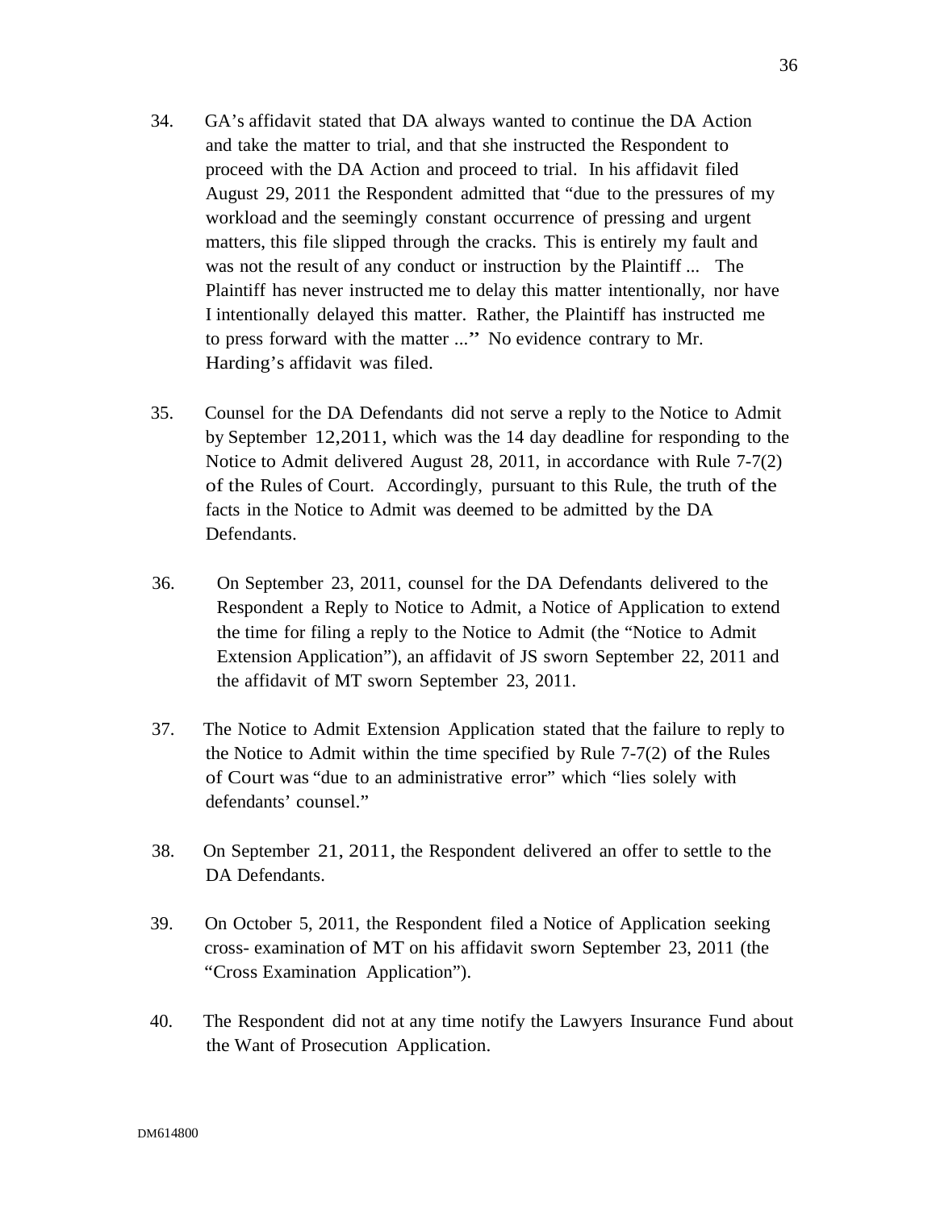34. GA's affidavit stated that DA always wanted to continue the DA Action and take the matter to trial, and that she instructed the Respondent to proceed with the DA Action and proceed to trial. In his affidavit filed August 29, 2011 the Respondent admitted that "due to the pressures of my workload and the seemingly constant occurrence of pressing and urgent matters, this file slipped through the cracks. This is entirely my fault and was not the result of any conduct or instruction by the Plaintiff ... The Plaintiff has never instructed me to delay this matter intentionally, nor have I intentionally delayed this matter. Rather, the Plaintiff has instructed me to press forward with the matter ..." No evidence contrary to Mr. Harding's affidavit was filed.

35. Counsel for the DA Defendants did not serve a reply to the Notice to Admit by September 12,2011, which was the 14 day deadline for responding to the Notice to Admit delivered August 28, 2011, in accordance with Rule 7-7(2) of the Rules of Court. Accordingly, pursuant to this Rule, the truth of the facts in the Notice to Admit was deemed to be admitted by the DA Defendants.

36. On September 23, 2011, counsel for the DA Defendants delivered to the Respondent a Reply to Notice to Admit, a Notice of Application to extend the time for filing a reply to the Notice to Admit (the "Notice to Admit Extension Application"), an affidavit of JS sworn September 22, 2011 and the affidavit of MT sworn September 23, 2011.

37. The Notice to Admit Extension Application stated that the failure to reply to the Notice to Admit within the time specified by Rule 7-7(2) of the Rules of Court was "due to an administrative error" which "lies solely with defendants' counsel."

38. On September 21, 2011, the Respondent delivered an offer to settle to the DA Defendants.

39. On October 5, 2011, the Respondent filed a Notice of Application seeking cross- examination of MT on his affidavit sworn September 23, 2011 (the "Cross Examination Application").

40. The Respondent did not at any time notify the Lawyers Insurance Fund about the Want of Prosecution Application.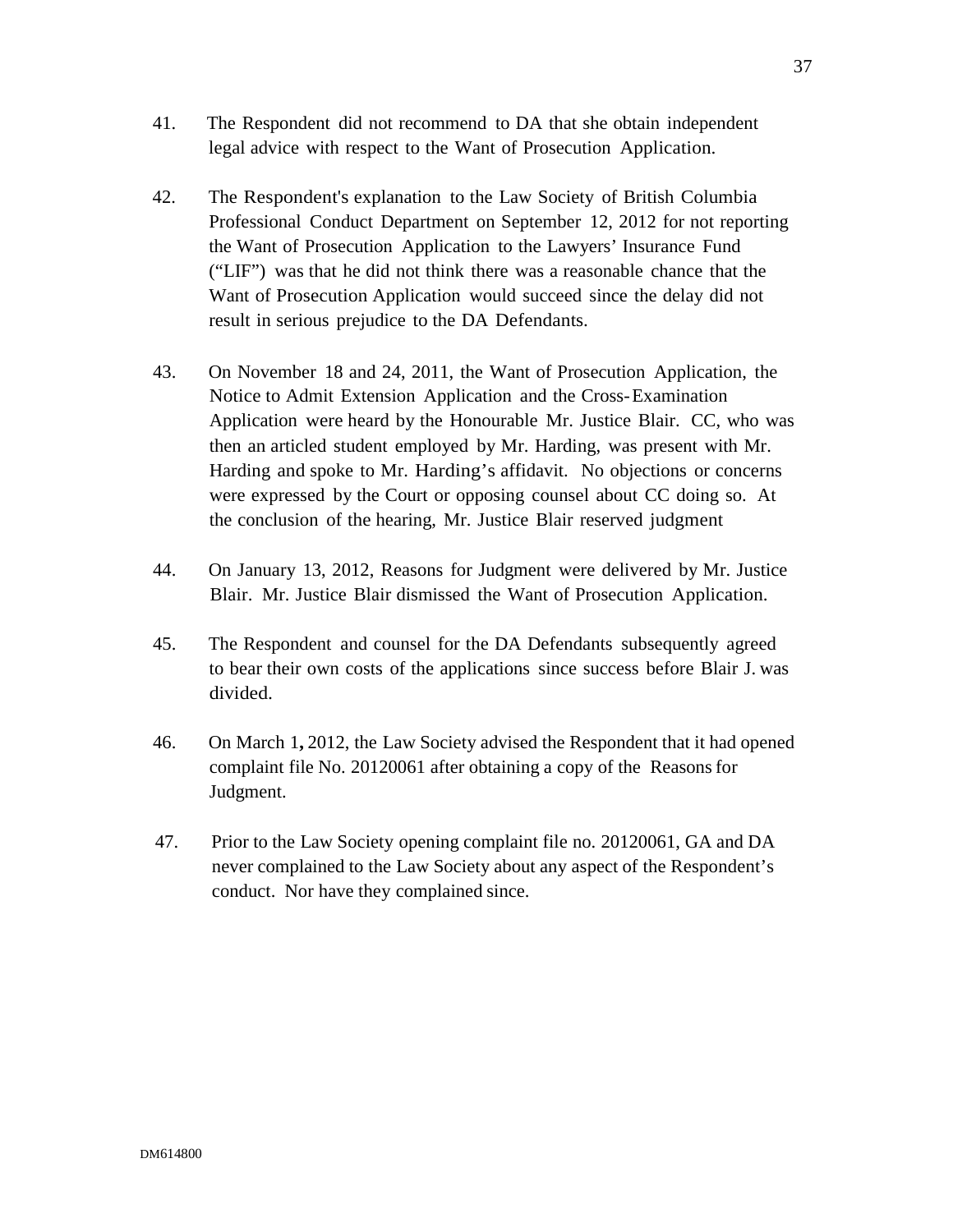41. The Respondent did not recommend to DA that she obtain independent legal advice with respect to the Want of Prosecution Application.

42. The Respondent's explanation to the Law Society of British Columbia Professional Conduct Department on September 12, 2012 for not reporting the Want of Prosecution Application to the Lawyers' Insurance Fund ("LIF") was that he did not think there was a reasonable chance that the Want of Prosecution Application would succeed since the delay did not result in serious prejudice to the DA Defendants.

43. On November 18 and 24, 2011, the Want of Prosecution Application, the Notice to Admit Extension Application and the Cross-Examination Application were heard by the Honourable Mr. Justice Blair. CC, who was then an articled student employed by Mr. Harding, was present with Mr. Harding and spoke to Mr. Harding's affidavit. No objections or concerns were expressed by the Court or opposing counsel about CC doing so. At the conclusion of the hearing, Mr. Justice Blair reserved judgment

44. On January 13, 2012, Reasons for Judgment were delivered by Mr. Justice Blair. Mr. Justice Blair dismissed the Want of Prosecution Application.

45. The Respondent and counsel for the DA Defendants subsequently agreed to bear their own costs of the applications since success before Blair J. was divided.

46. On March 1**,** 2012, the Law Society advised the Respondent that it had opened complaint file No. 20120061 after obtaining a copy of the Reasons for Judgment.

47. Prior to the Law Society opening complaint file no. 20120061, GA and DA never complained to the Law Society about any aspect of the Respondent's conduct. Nor have they complained since.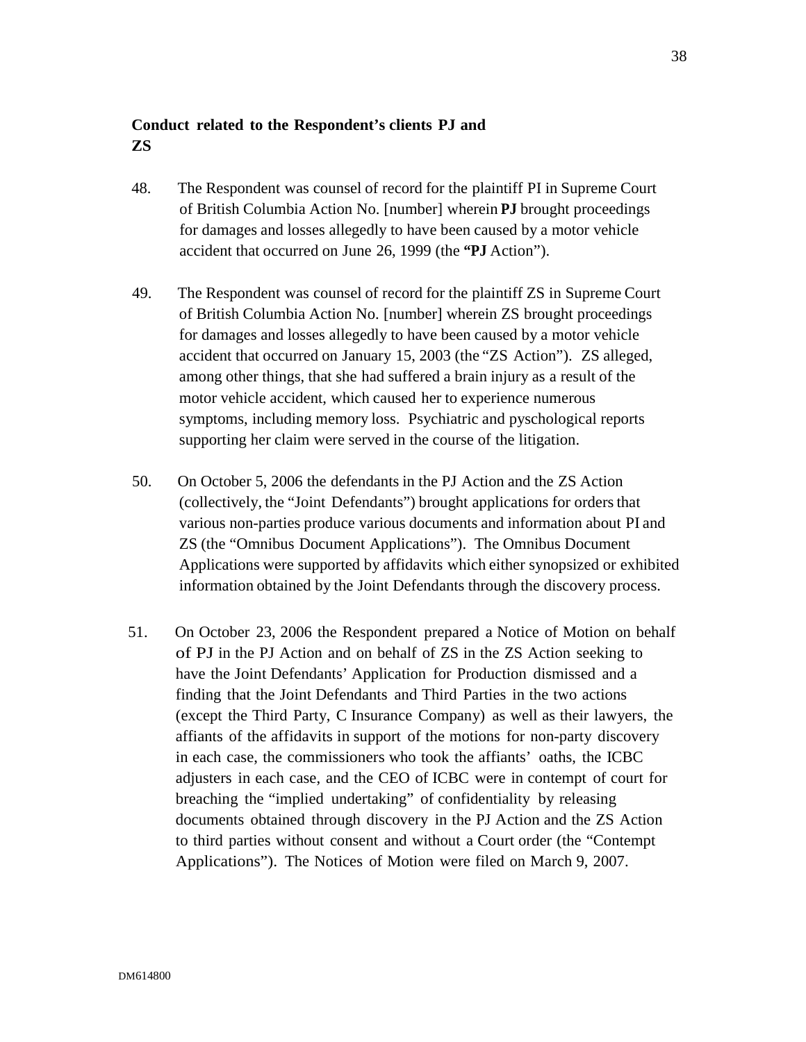**Conduct related to the Respondent's clients PJ and ZS**

48. The Respondent was counsel of record for the plaintiff PI in Supreme Court of British Columbia Action No. [number] wherein **PJ** brought proceedings for damages and losses allegedly to have been caused by a motor vehicle accident that occurred on June 26, 1999 (the **"PJ** Action").

49. The Respondent was counsel of record for the plaintiff ZS in Supreme Court of British Columbia Action No. [number] wherein ZS brought proceedings for damages and losses allegedly to have been caused by a motor vehicle accident that occurred on January 15, 2003 (the "ZS Action"). ZS alleged, among other things, that she had suffered a brain injury as a result of the motor vehicle accident, which caused her to experience numerous symptoms, including memory loss. Psychiatric and pyschological reports supporting her claim were served in the course of the litigation.

50. On October 5, 2006 the defendants in the PJ Action and the ZS Action (collectively, the "Joint Defendants") brought applications for orders that various non-parties produce various documents and information about PI and ZS (the "Omnibus Document Applications"). The Omnibus Document Applications were supported by affidavits which either synopsized or exhibited information obtained by the Joint Defendants through the discovery process.

51. On October 23, 2006 the Respondent prepared a Notice of Motion on behalf of PJ in the PJ Action and on behalf of ZS in the ZS Action seeking to have the Joint Defendants' Application for Production dismissed and a finding that the Joint Defendants and Third Parties in the two actions (except the Third Party, C Insurance Company) as well as their lawyers, the affiants of the affidavits in support of the motions for non-party discovery in each case, the commissioners who took the affiants' oaths, the ICBC adjusters in each case, and the CEO of ICBC were in contempt of court for breaching the "implied undertaking" of confidentiality by releasing documents obtained through discovery in the PJ Action and the ZS Action to third parties without consent and without a Court order (the "Contempt Applications"). The Notices of Motion were filed on March 9, 2007.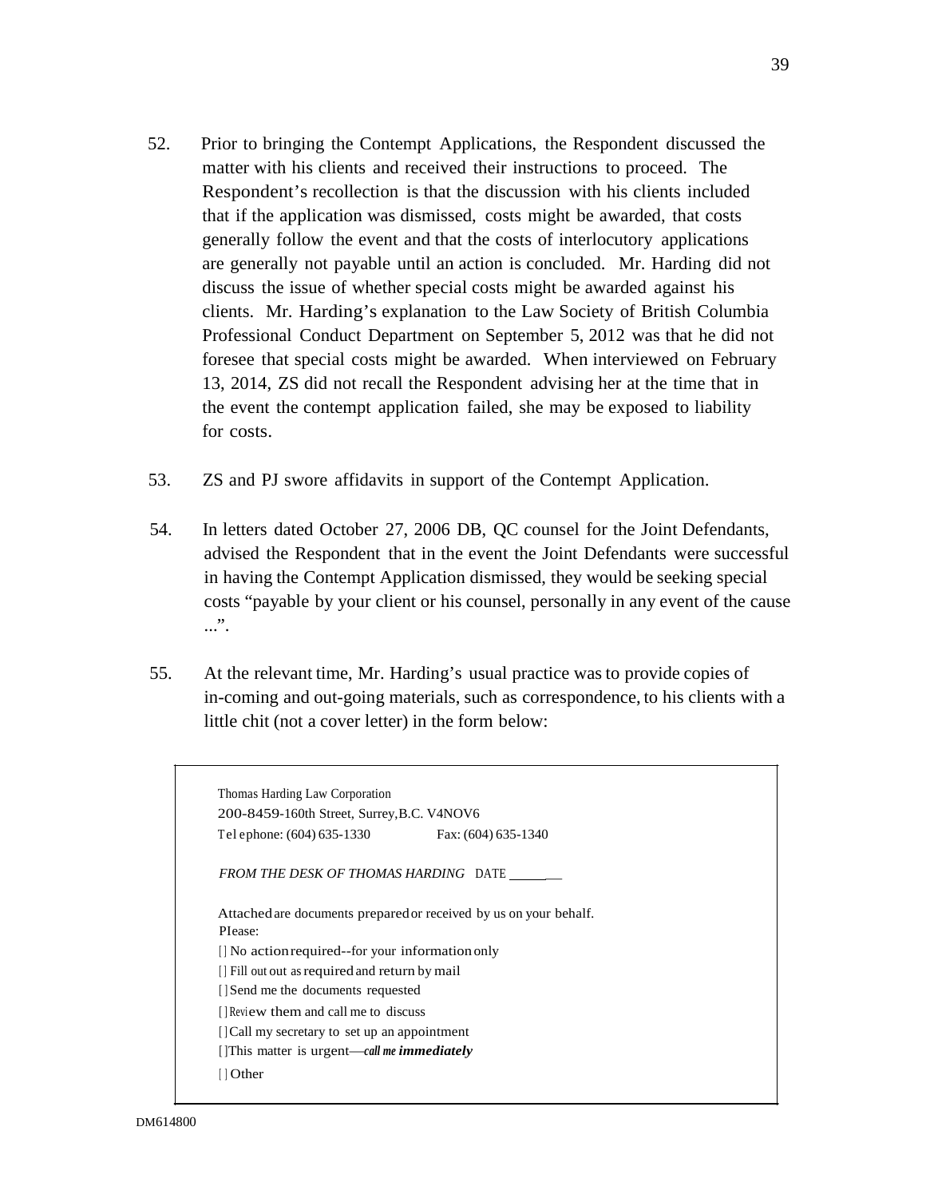52. Prior to bringing the Contempt Applications, the Respondent discussed the matter with his clients and received their instructions to proceed. The Respondent's recollection is that the discussion with his clients included that if the application was dismissed, costs might be awarded, that costs generally follow the event and that the costs of interlocutory applications are generally not payable until an action is concluded. Mr. Harding did not discuss the issue of whether special costs might be awarded against his clients. Mr. Harding's explanation to the Law Society of British Columbia Professional Conduct Department on September 5, 2012 was that he did not foresee that special costs might be awarded. When interviewed on February 13, 2014, ZS did not recall the Respondent advising her at the time that in the event the contempt application failed, she may be exposed to liability for costs.

53. ZS and PJ swore affidavits in support of the Contempt Application.

54. In letters dated October 27, 2006 DB, QC counsel for the Joint Defendants, advised the Respondent that in the event the Joint Defendants were successful in having the Contempt Application dismissed, they would be seeking special costs "payable by your client or his counsel, personally in any event of the cause ...".

55. At the relevant time, Mr. Harding's usual practice was to provide copies of in-coming and out-going materials, such as correspondence, to his clients with a little chit (not a cover letter) in the form below:

> Thomas Harding Law Corporation
> 200-8459-160th Street, Surrey,B.C. V4NOV6
> Telephone: (604) 635-1330 Fax: (604) 635-1340
>
> *FROM THE DESK OF THOMAS HARDING* DATE ______
>
> Attached are documents prepared or received by us on your behalf.
> Please:
> [] No action required--for your information only
> [] Fill out out as required and return by mail
> [] Send me the documents requested
> [] Review them and call me to discuss
> [] Call my secretary to set up an appointment
> [] This matter is urgent—***call me immediately***
> [] Other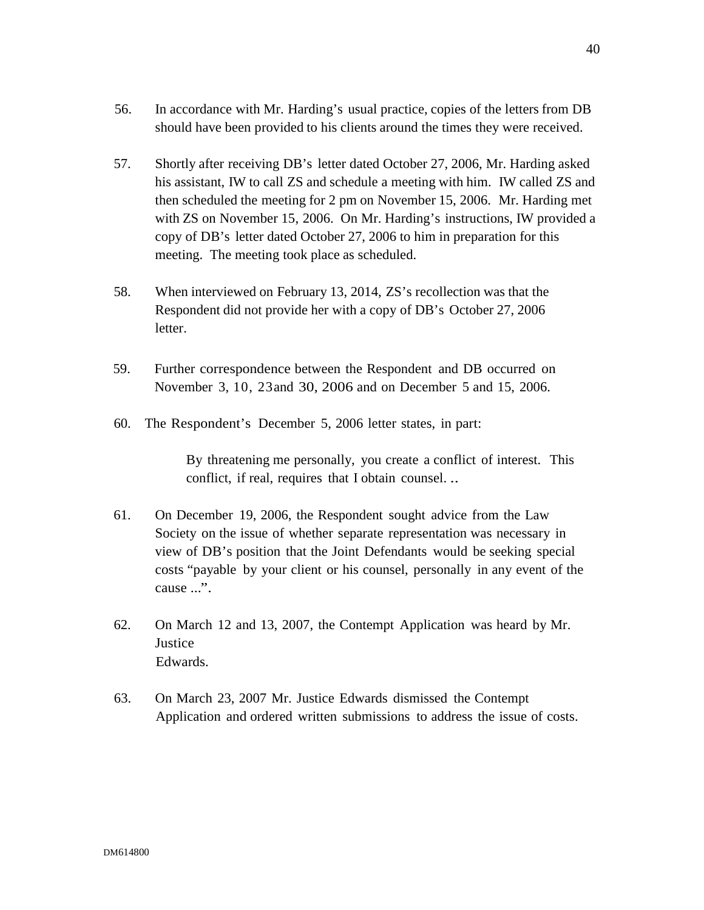56. In accordance with Mr. Harding's usual practice, copies of the letters from DB should have been provided to his clients around the times they were received.

57. Shortly after receiving DB's letter dated October 27, 2006, Mr. Harding asked his assistant, IW to call ZS and schedule a meeting with him. IW called ZS and then scheduled the meeting for 2 pm on November 15, 2006. Mr. Harding met with ZS on November 15, 2006. On Mr. Harding's instructions, IW provided a copy of DB's letter dated October 27, 2006 to him in preparation for this meeting. The meeting took place as scheduled.

58. When interviewed on February 13, 2014, ZS's recollection was that the Respondent did not provide her with a copy of DB's October 27, 2006 letter.

59. Further correspondence between the Respondent and DB occurred on November 3, 10, 23 and 30, 2006 and on December 5 and 15, 2006.

60. The Respondent's December 5, 2006 letter states, in part:

> By threatening me personally, you create a conflict of interest. This conflict, if real, requires that I obtain counsel. ..

61. On December 19, 2006, the Respondent sought advice from the Law Society on the issue of whether separate representation was necessary in view of DB's position that the Joint Defendants would be seeking special costs "payable by your client or his counsel, personally in any event of the cause ...".

62. On March 12 and 13, 2007, the Contempt Application was heard by Mr. Justice Edwards.

63. On March 23, 2007 Mr. Justice Edwards dismissed the Contempt Application and ordered written submissions to address the issue of costs.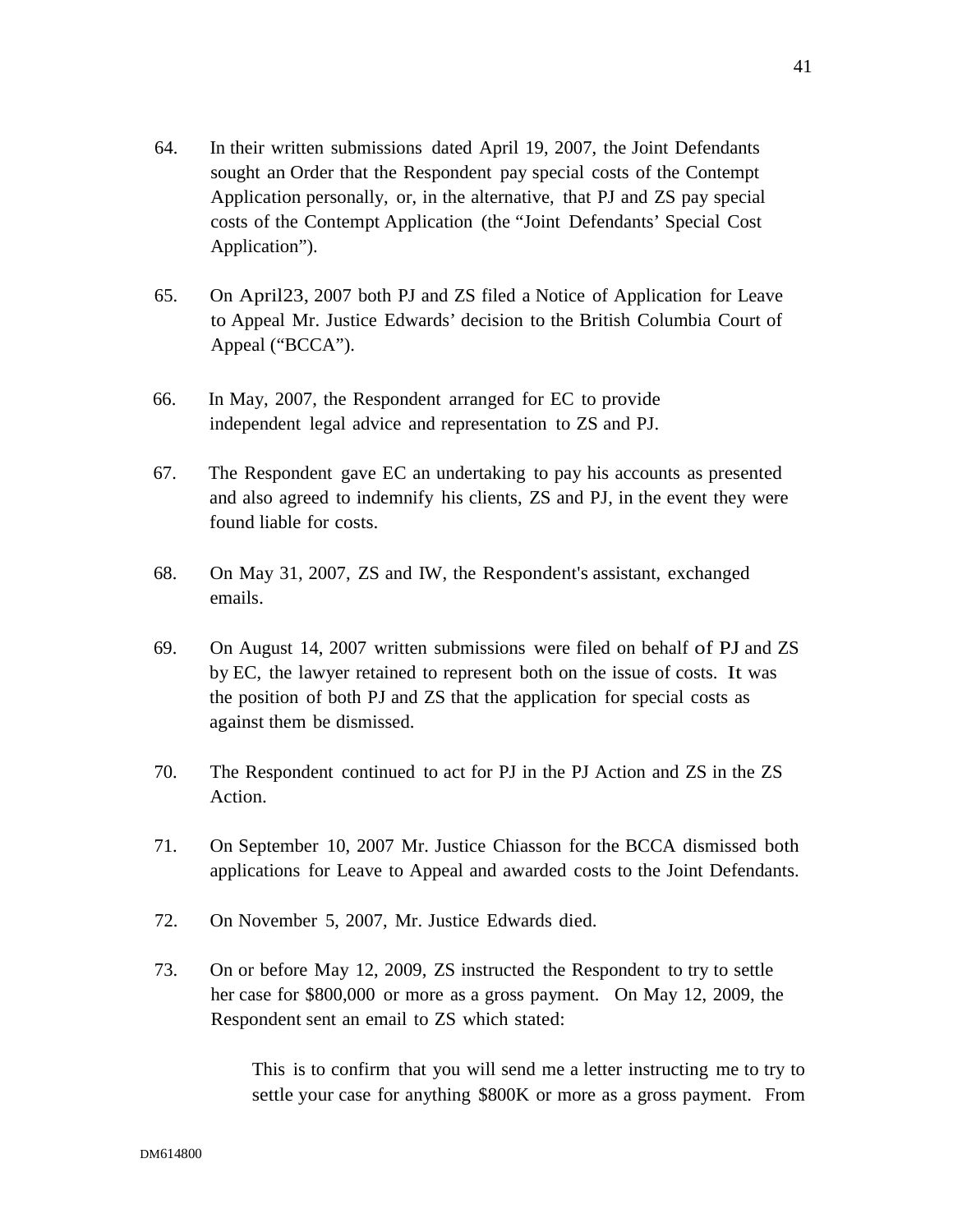64. In their written submissions dated April 19, 2007, the Joint Defendants sought an Order that the Respondent pay special costs of the Contempt Application personally, or, in the alternative, that PJ and ZS pay special costs of the Contempt Application (the "Joint Defendants' Special Cost Application").

65. On April23, 2007 both PJ and ZS filed a Notice of Application for Leave to Appeal Mr. Justice Edwards' decision to the British Columbia Court of Appeal ("BCCA").

66. In May, 2007, the Respondent arranged for EC to provide independent legal advice and representation to ZS and PJ.

67. The Respondent gave EC an undertaking to pay his accounts as presented and also agreed to indemnify his clients, ZS and PJ, in the event they were found liable for costs.

68. On May 31, 2007, ZS and IW, the Respondent's assistant, exchanged emails.

69. On August 14, 2007 written submissions were filed on behalf of PJ and ZS by EC, the lawyer retained to represent both on the issue of costs. It was the position of both PJ and ZS that the application for special costs as against them be dismissed.

70. The Respondent continued to act for PJ in the PJ Action and ZS in the ZS Action.

71. On September 10, 2007 Mr. Justice Chiasson for the BCCA dismissed both applications for Leave to Appeal and awarded costs to the Joint Defendants.

72. On November 5, 2007, Mr. Justice Edwards died.

73. On or before May 12, 2009, ZS instructed the Respondent to try to settle her case for $800,000 or more as a gross payment. On May 12, 2009, the Respondent sent an email to ZS which stated:

> This is to confirm that you will send me a letter instructing me to try to settle your case for anything $800K or more as a gross payment. From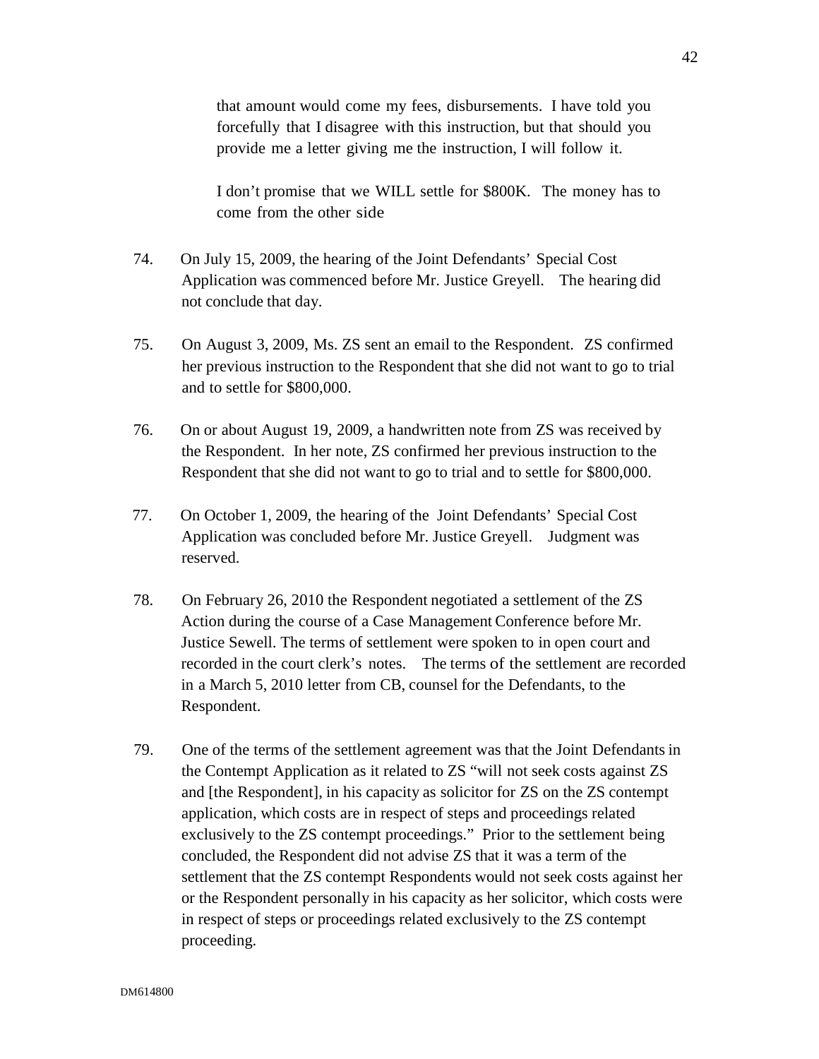> that amount would come my fees, disbursements. I have told you forcefully that I disagree with this instruction, but that should you provide me a letter giving me the instruction, I will follow it.
>
> I don't promise that we WILL settle for $800K. The money has to come from the other side

74. On July 15, 2009, the hearing of the Joint Defendants' Special Cost Application was commenced before Mr. Justice Greyell. The hearing did not conclude that day.

75. On August 3, 2009, Ms. ZS sent an email to the Respondent. ZS confirmed her previous instruction to the Respondent that she did not want to go to trial and to settle for $800,000.

76. On or about August 19, 2009, a handwritten note from ZS was received by the Respondent. In her note, ZS confirmed her previous instruction to the Respondent that she did not want to go to trial and to settle for $800,000.

77. On October 1, 2009, the hearing of the Joint Defendants' Special Cost Application was concluded before Mr. Justice Greyell. Judgment was reserved.

78. On February 26, 2010 the Respondent negotiated a settlement of the ZS Action during the course of a Case Management Conference before Mr. Justice Sewell. The terms of settlement were spoken to in open court and recorded in the court clerk's notes. The terms of the settlement are recorded in a March 5, 2010 letter from CB, counsel for the Defendants, to the Respondent.

79. One of the terms of the settlement agreement was that the Joint Defendants in the Contempt Application as it related to ZS "will not seek costs against ZS and [the Respondent], in his capacity as solicitor for ZS on the ZS contempt application, which costs are in respect of steps and proceedings related exclusively to the ZS contempt proceedings." Prior to the settlement being concluded, the Respondent did not advise ZS that it was a term of the settlement that the ZS contempt Respondents would not seek costs against her or the Respondent personally in his capacity as her solicitor, which costs were in respect of steps or proceedings related exclusively to the ZS contempt proceeding.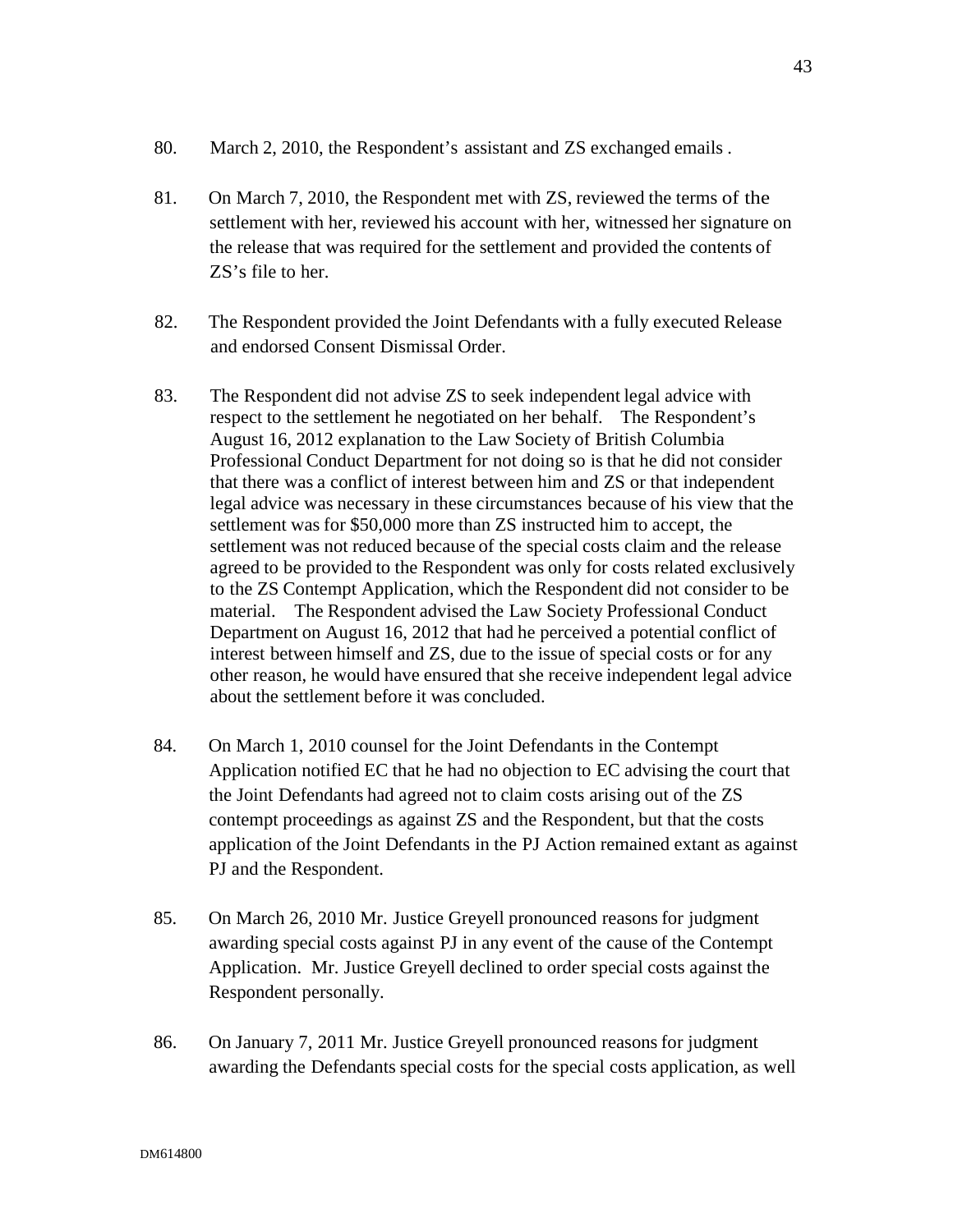80. March 2, 2010, the Respondent's assistant and ZS exchanged emails .

81. On March 7, 2010, the Respondent met with ZS, reviewed the terms of the settlement with her, reviewed his account with her, witnessed her signature on the release that was required for the settlement and provided the contents of ZS's file to her.

82. The Respondent provided the Joint Defendants with a fully executed Release and endorsed Consent Dismissal Order.

83. The Respondent did not advise ZS to seek independent legal advice with respect to the settlement he negotiated on her behalf. The Respondent's August 16, 2012 explanation to the Law Society of British Columbia Professional Conduct Department for not doing so is that he did not consider that there was a conflict of interest between him and ZS or that independent legal advice was necessary in these circumstances because of his view that the settlement was for $50,000 more than ZS instructed him to accept, the settlement was not reduced because of the special costs claim and the release agreed to be provided to the Respondent was only for costs related exclusively to the ZS Contempt Application, which the Respondent did not consider to be material. The Respondent advised the Law Society Professional Conduct Department on August 16, 2012 that had he perceived a potential conflict of interest between himself and ZS, due to the issue of special costs or for any other reason, he would have ensured that she receive independent legal advice about the settlement before it was concluded.

84. On March 1, 2010 counsel for the Joint Defendants in the Contempt Application notified EC that he had no objection to EC advising the court that the Joint Defendants had agreed not to claim costs arising out of the ZS contempt proceedings as against ZS and the Respondent, but that the costs application of the Joint Defendants in the PJ Action remained extant as against PJ and the Respondent.

85. On March 26, 2010 Mr. Justice Greyell pronounced reasons for judgment awarding special costs against PJ in any event of the cause of the Contempt Application. Mr. Justice Greyell declined to order special costs against the Respondent personally.

86. On January 7, 2011 Mr. Justice Greyell pronounced reasons for judgment awarding the Defendants special costs for the special costs application, as well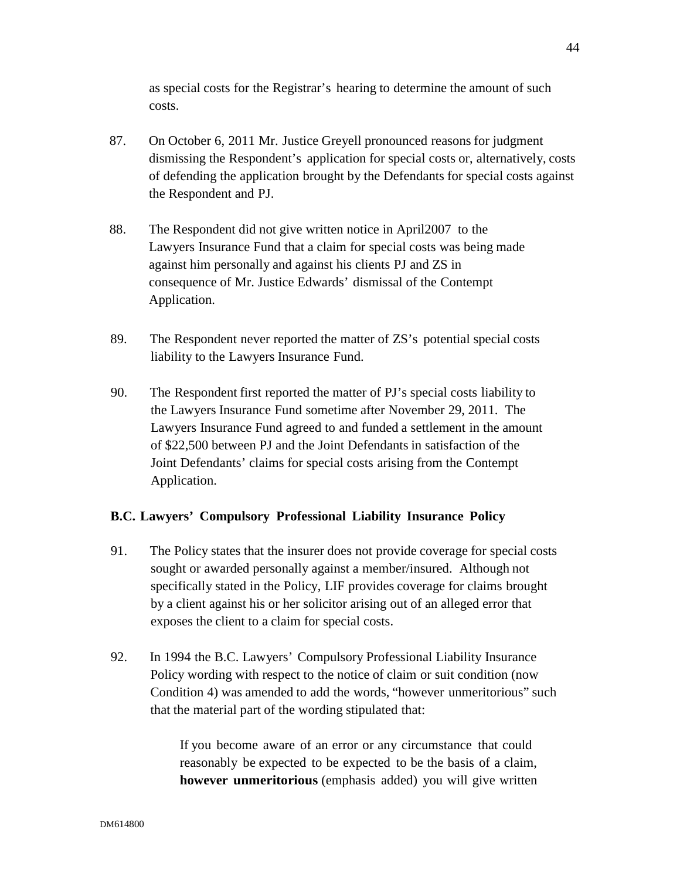as special costs for the Registrar's hearing to determine the amount of such costs.

87. On October 6, 2011 Mr. Justice Greyell pronounced reasons for judgment dismissing the Respondent's application for special costs or, alternatively, costs of defending the application brought by the Defendants for special costs against the Respondent and PJ.

88. The Respondent did not give written notice in April2007 to the Lawyers Insurance Fund that a claim for special costs was being made against him personally and against his clients PJ and ZS in consequence of Mr. Justice Edwards' dismissal of the Contempt Application.

89. The Respondent never reported the matter of ZS's potential special costs liability to the Lawyers Insurance Fund.

90. The Respondent first reported the matter of PJ's special costs liability to the Lawyers Insurance Fund sometime after November 29, 2011. The Lawyers Insurance Fund agreed to and funded a settlement in the amount of $22,500 between PJ and the Joint Defendants in satisfaction of the Joint Defendants' claims for special costs arising from the Contempt Application.

**B.C. Lawyers' Compulsory Professional Liability Insurance Policy**

91. The Policy states that the insurer does not provide coverage for special costs sought or awarded personally against a member/insured. Although not specifically stated in the Policy, LIF provides coverage for claims brought by a client against his or her solicitor arising out of an alleged error that exposes the client to a claim for special costs.

92. In 1994 the B.C. Lawyers' Compulsory Professional Liability Insurance Policy wording with respect to the notice of claim or suit condition (now Condition 4) was amended to add the words, "however unmeritorious" such that the material part of the wording stipulated that:

> If you become aware of an error or any circumstance that could reasonably be expected to be expected to be the basis of a claim, **however unmeritorious** (emphasis added) you will give written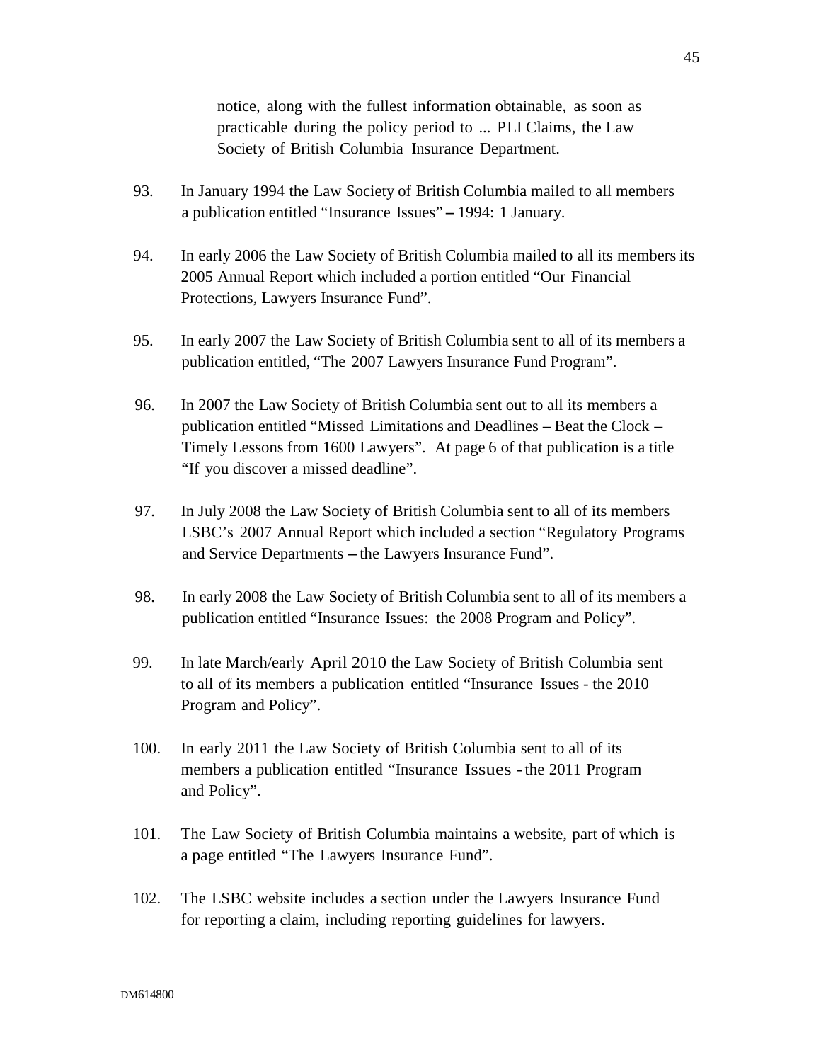> notice, along with the fullest information obtainable, as soon as practicable during the policy period to ... PLI Claims, the Law Society of British Columbia Insurance Department.

93. In January 1994 the Law Society of British Columbia mailed to all members a publication entitled "Insurance Issues" – 1994: 1 January.

94. In early 2006 the Law Society of British Columbia mailed to all its members its 2005 Annual Report which included a portion entitled "Our Financial Protections, Lawyers Insurance Fund".

95. In early 2007 the Law Society of British Columbia sent to all of its members a publication entitled, "The 2007 Lawyers Insurance Fund Program".

96. In 2007 the Law Society of British Columbia sent out to all its members a publication entitled "Missed Limitations and Deadlines – Beat the Clock – Timely Lessons from 1600 Lawyers". At page 6 of that publication is a title "If you discover a missed deadline".

97. In July 2008 the Law Society of British Columbia sent to all of its members LSBC's 2007 Annual Report which included a section "Regulatory Programs and Service Departments – the Lawyers Insurance Fund".

98. In early 2008 the Law Society of British Columbia sent to all of its members a publication entitled "Insurance Issues: the 2008 Program and Policy".

99. In late March/early April 2010 the Law Society of British Columbia sent to all of its members a publication entitled "Insurance Issues - the 2010 Program and Policy".

100. In early 2011 the Law Society of British Columbia sent to all of its members a publication entitled "Insurance Issues - the 2011 Program and Policy".

101. The Law Society of British Columbia maintains a website, part of which is a page entitled "The Lawyers Insurance Fund".

102. The LSBC website includes a section under the Lawyers Insurance Fund for reporting a claim, including reporting guidelines for lawyers.